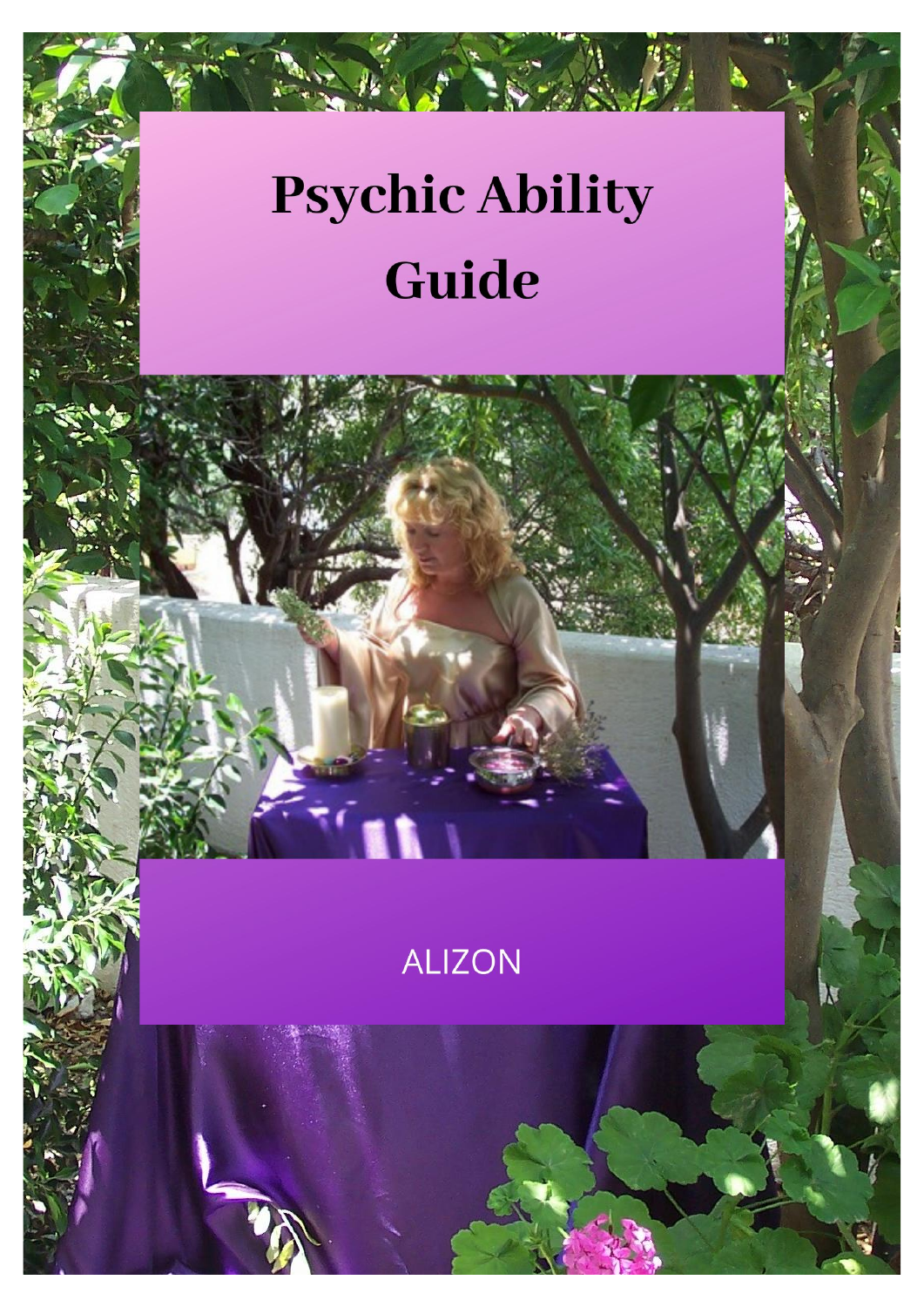# Psychic Ability Guide

ALIZON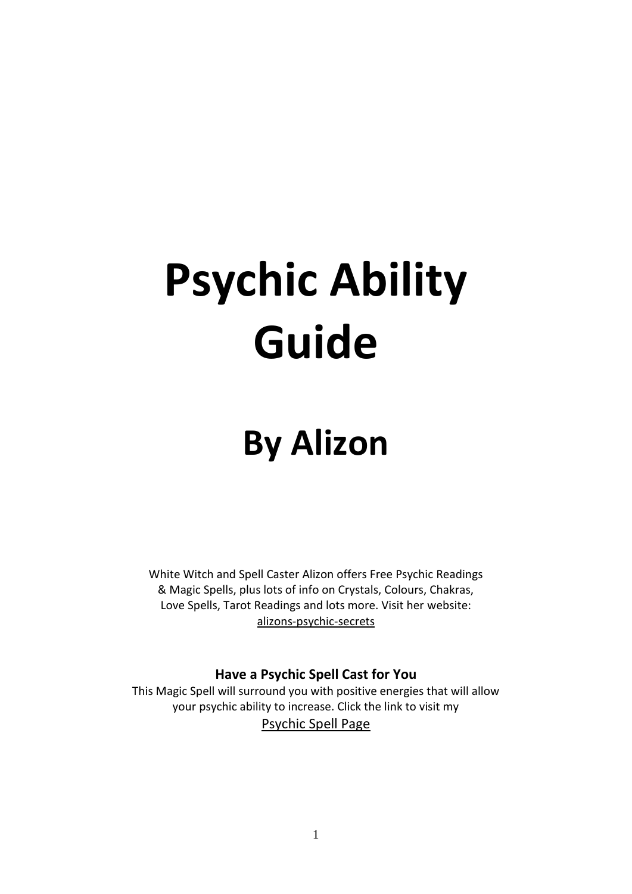# Psychic Ability Guide

# By Alizon

White Witch and Spell Caster Alizon offers Free Psychic Readings & Magic Spells, plus lots of info on Crystals, Colours, Chakras, Love Spells, Tarot Readings and lots more. Visit her website: alizons-psychic-secrets

**Have a Psychic Spell Cast for You**

This Magic Spell will surround you with positive energies that will allow your psychic ability to increase. Click the link to visit my Psychic Spell Page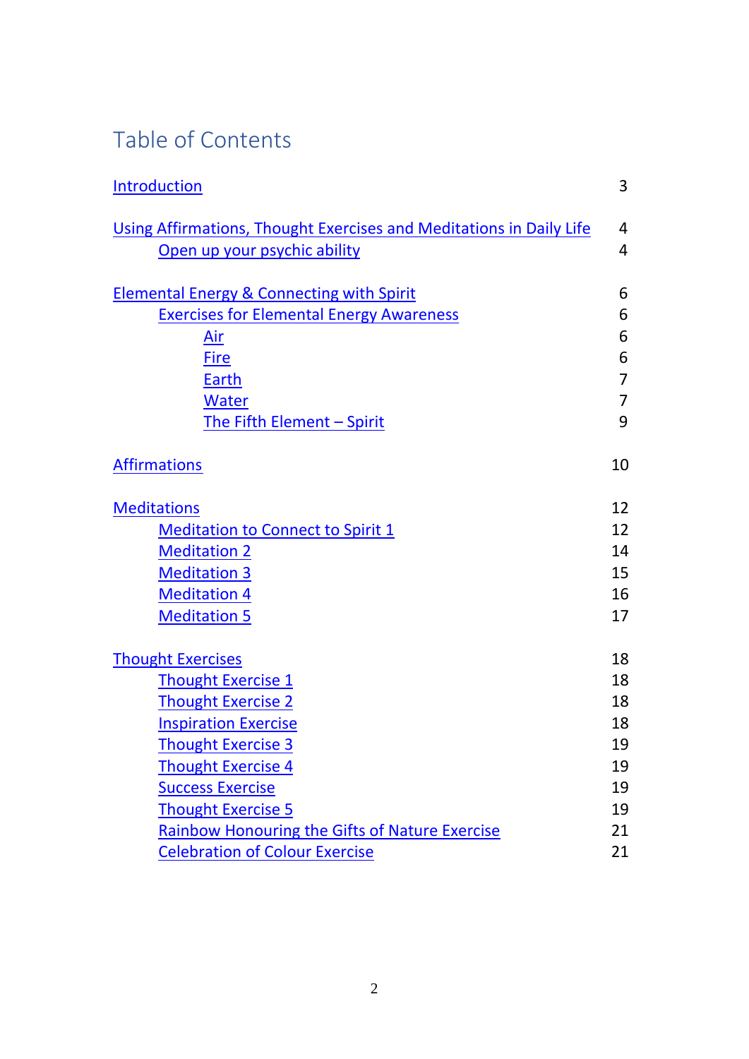# Table of Contents

| | |
|---|---|
| Introduction | 3 |
| Using Affirmations, Thought Exercises and Meditations in Daily Life | 4 |
| &nbsp;&nbsp;&nbsp;&nbsp;Open up your psychic ability | 4 |
| Elemental Energy & Connecting with Spirit | 6 |
| &nbsp;&nbsp;&nbsp;&nbsp;Exercises for Elemental Energy Awareness | 6 |
| &nbsp;&nbsp;&nbsp;&nbsp;&nbsp;&nbsp;&nbsp;&nbsp;Air | 6 |
| &nbsp;&nbsp;&nbsp;&nbsp;&nbsp;&nbsp;&nbsp;&nbsp;Fire | 6 |
| &nbsp;&nbsp;&nbsp;&nbsp;&nbsp;&nbsp;&nbsp;&nbsp;Earth | 7 |
| &nbsp;&nbsp;&nbsp;&nbsp;&nbsp;&nbsp;&nbsp;&nbsp;Water | 7 |
| &nbsp;&nbsp;&nbsp;&nbsp;&nbsp;&nbsp;&nbsp;&nbsp;The Fifth Element – Spirit | 9 |
| Affirmations | 10 |
| Meditations | 12 |
| &nbsp;&nbsp;&nbsp;&nbsp;Meditation to Connect to Spirit 1 | 12 |
| &nbsp;&nbsp;&nbsp;&nbsp;Meditation 2 | 14 |
| &nbsp;&nbsp;&nbsp;&nbsp;Meditation 3 | 15 |
| &nbsp;&nbsp;&nbsp;&nbsp;Meditation 4 | 16 |
| &nbsp;&nbsp;&nbsp;&nbsp;Meditation 5 | 17 |
| Thought Exercises | 18 |
| &nbsp;&nbsp;&nbsp;&nbsp;Thought Exercise 1 | 18 |
| &nbsp;&nbsp;&nbsp;&nbsp;Thought Exercise 2 | 18 |
| &nbsp;&nbsp;&nbsp;&nbsp;Inspiration Exercise | 18 |
| &nbsp;&nbsp;&nbsp;&nbsp;Thought Exercise 3 | 19 |
| &nbsp;&nbsp;&nbsp;&nbsp;Thought Exercise 4 | 19 |
| &nbsp;&nbsp;&nbsp;&nbsp;Success Exercise | 19 |
| &nbsp;&nbsp;&nbsp;&nbsp;Thought Exercise 5 | 19 |
| &nbsp;&nbsp;&nbsp;&nbsp;Rainbow Honouring the Gifts of Nature Exercise | 21 |
| &nbsp;&nbsp;&nbsp;&nbsp;Celebration of Colour Exercise | 21 |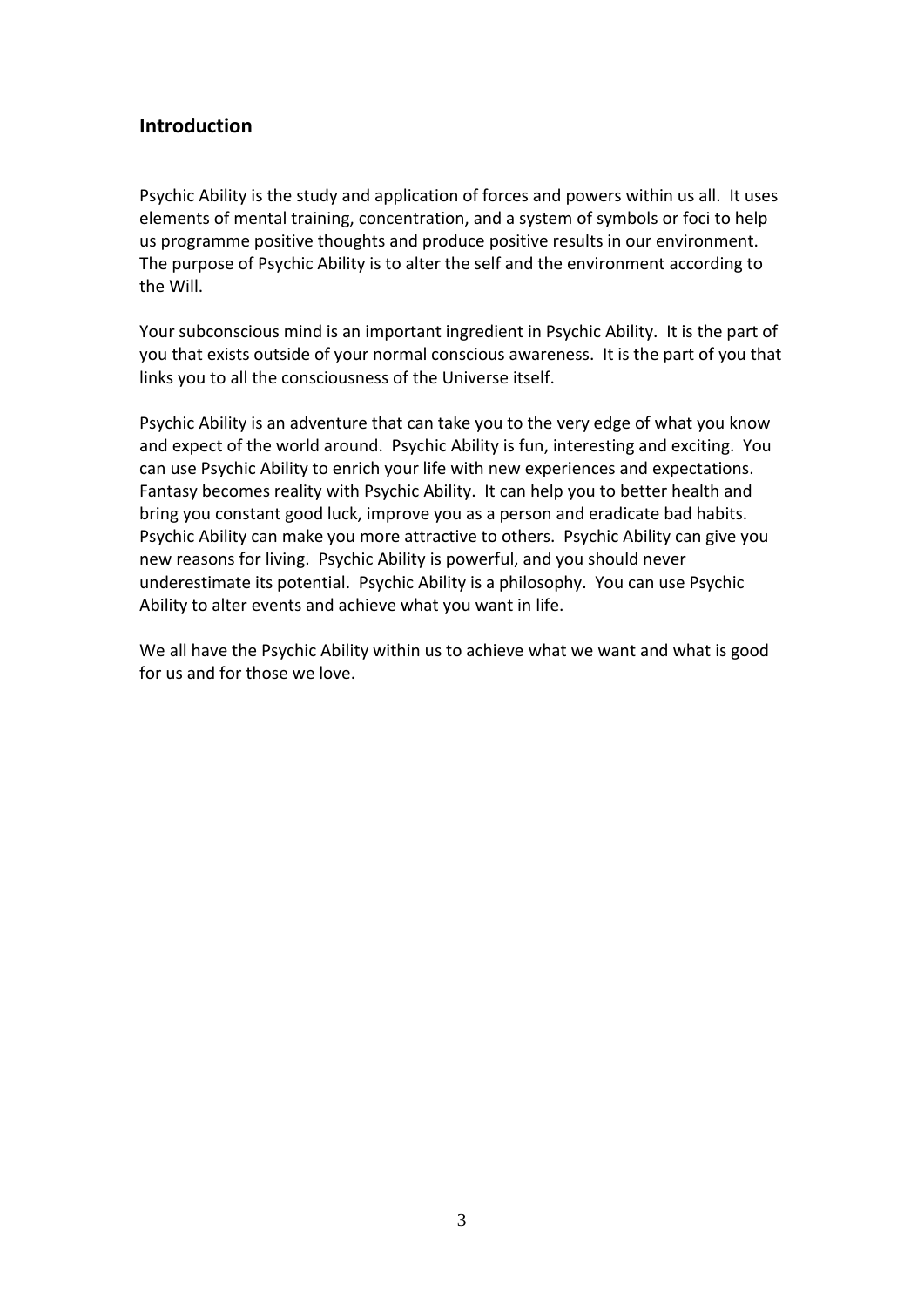## Introduction

Psychic Ability is the study and application of forces and powers within us all. It uses elements of mental training, concentration, and a system of symbols or foci to help us programme positive thoughts and produce positive results in our environment. The purpose of Psychic Ability is to alter the self and the environment according to the Will.

Your subconscious mind is an important ingredient in Psychic Ability. It is the part of you that exists outside of your normal conscious awareness. It is the part of you that links you to all the consciousness of the Universe itself.

Psychic Ability is an adventure that can take you to the very edge of what you know and expect of the world around. Psychic Ability is fun, interesting and exciting. You can use Psychic Ability to enrich your life with new experiences and expectations. Fantasy becomes reality with Psychic Ability. It can help you to better health and bring you constant good luck, improve you as a person and eradicate bad habits. Psychic Ability can make you more attractive to others. Psychic Ability can give you new reasons for living. Psychic Ability is powerful, and you should never underestimate its potential. Psychic Ability is a philosophy. You can use Psychic Ability to alter events and achieve what you want in life.

We all have the Psychic Ability within us to achieve what we want and what is good for us and for those we love.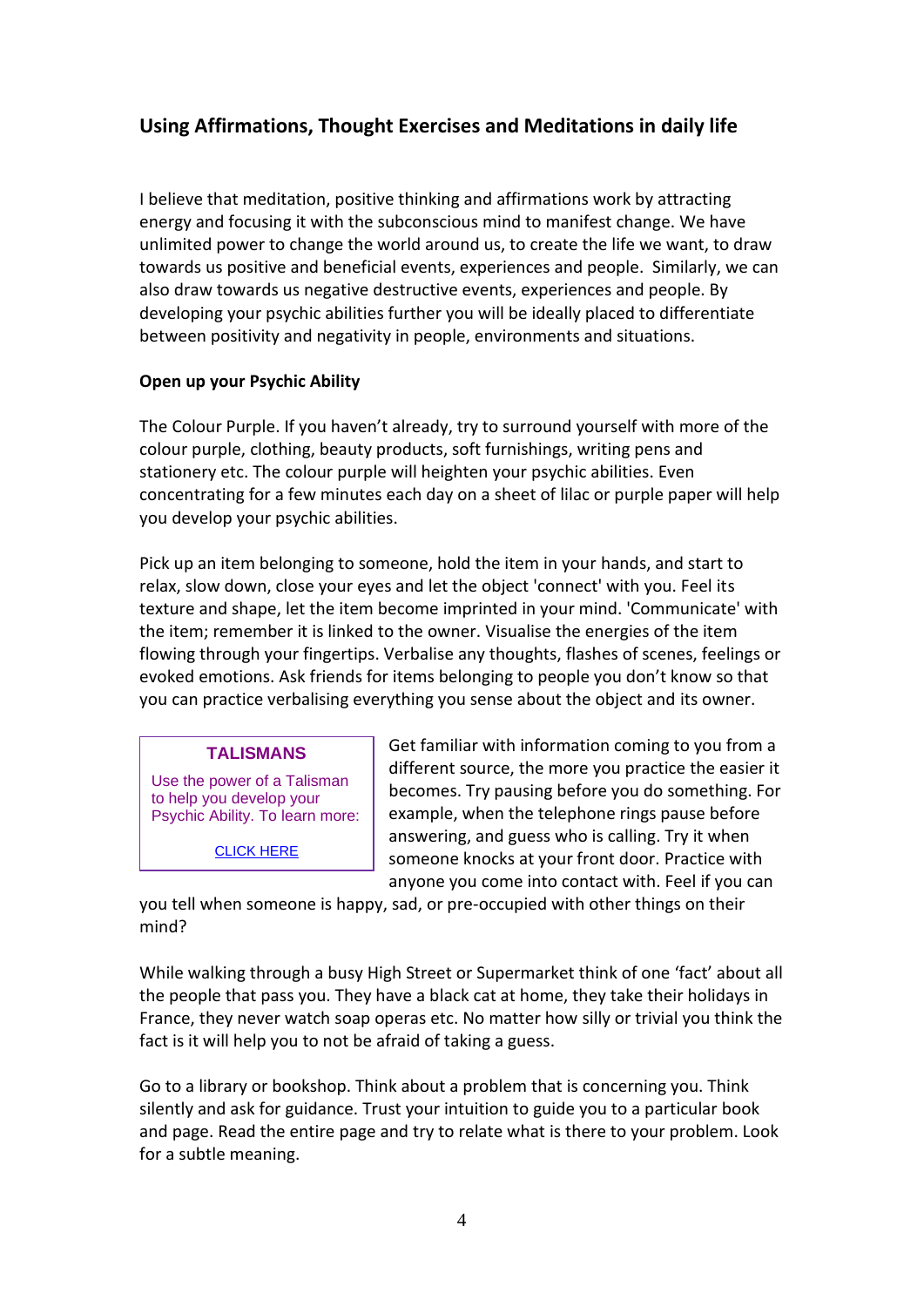## Using Affirmations, Thought Exercises and Meditations in daily life

I believe that meditation, positive thinking and affirmations work by attracting energy and focusing it with the subconscious mind to manifest change. We have unlimited power to change the world around us, to create the life we want, to draw towards us positive and beneficial events, experiences and people. Similarly, we can also draw towards us negative destructive events, experiences and people. By developing your psychic abilities further you will be ideally placed to differentiate between positivity and negativity in people, environments and situations.

**Open up your Psychic Ability**

The Colour Purple. If you haven't already, try to surround yourself with more of the colour purple, clothing, beauty products, soft furnishings, writing pens and stationery etc. The colour purple will heighten your psychic abilities. Even concentrating for a few minutes each day on a sheet of lilac or purple paper will help you develop your psychic abilities.

Pick up an item belonging to someone, hold the item in your hands, and start to relax, slow down, close your eyes and let the object 'connect' with you. Feel its texture and shape, let the item become imprinted in your mind. 'Communicate' with the item; remember it is linked to the owner. Visualise the energies of the item flowing through your fingertips. Verbalise any thoughts, flashes of scenes, feelings or evoked emotions. Ask friends for items belonging to people you don't know so that you can practice verbalising everything you sense about the object and its owner.

> **TALISMANS**
>
> Use the power of a Talisman to help you develop your Psychic Ability. To learn more:
>
> CLICK HERE

Get familiar with information coming to you from a different source, the more you practice the easier it becomes. Try pausing before you do something. For example, when the telephone rings pause before answering, and guess who is calling. Try it when someone knocks at your front door. Practice with anyone you come into contact with. Feel if you can you tell when someone is happy, sad, or pre-occupied with other things on their mind?

While walking through a busy High Street or Supermarket think of one 'fact' about all the people that pass you. They have a black cat at home, they take their holidays in France, they never watch soap operas etc. No matter how silly or trivial you think the fact is it will help you to not be afraid of taking a guess.

Go to a library or bookshop. Think about a problem that is concerning you. Think silently and ask for guidance. Trust your intuition to guide you to a particular book and page. Read the entire page and try to relate what is there to your problem. Look for a subtle meaning.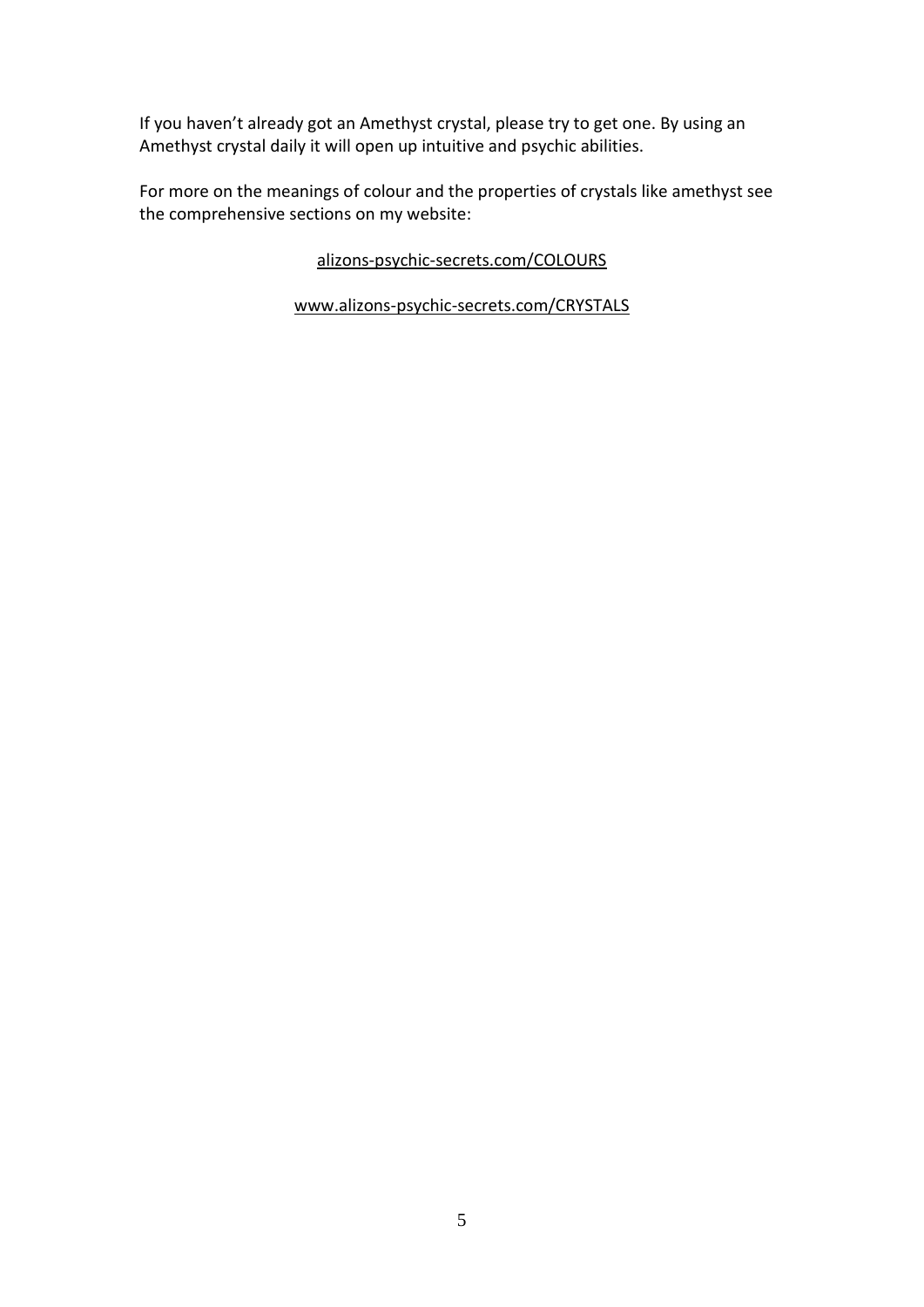If you haven't already got an Amethyst crystal, please try to get one. By using an Amethyst crystal daily it will open up intuitive and psychic abilities.

For more on the meanings of colour and the properties of crystals like amethyst see the comprehensive sections on my website:

alizons-psychic-secrets.com/COLOURS

www.alizons-psychic-secrets.com/CRYSTALS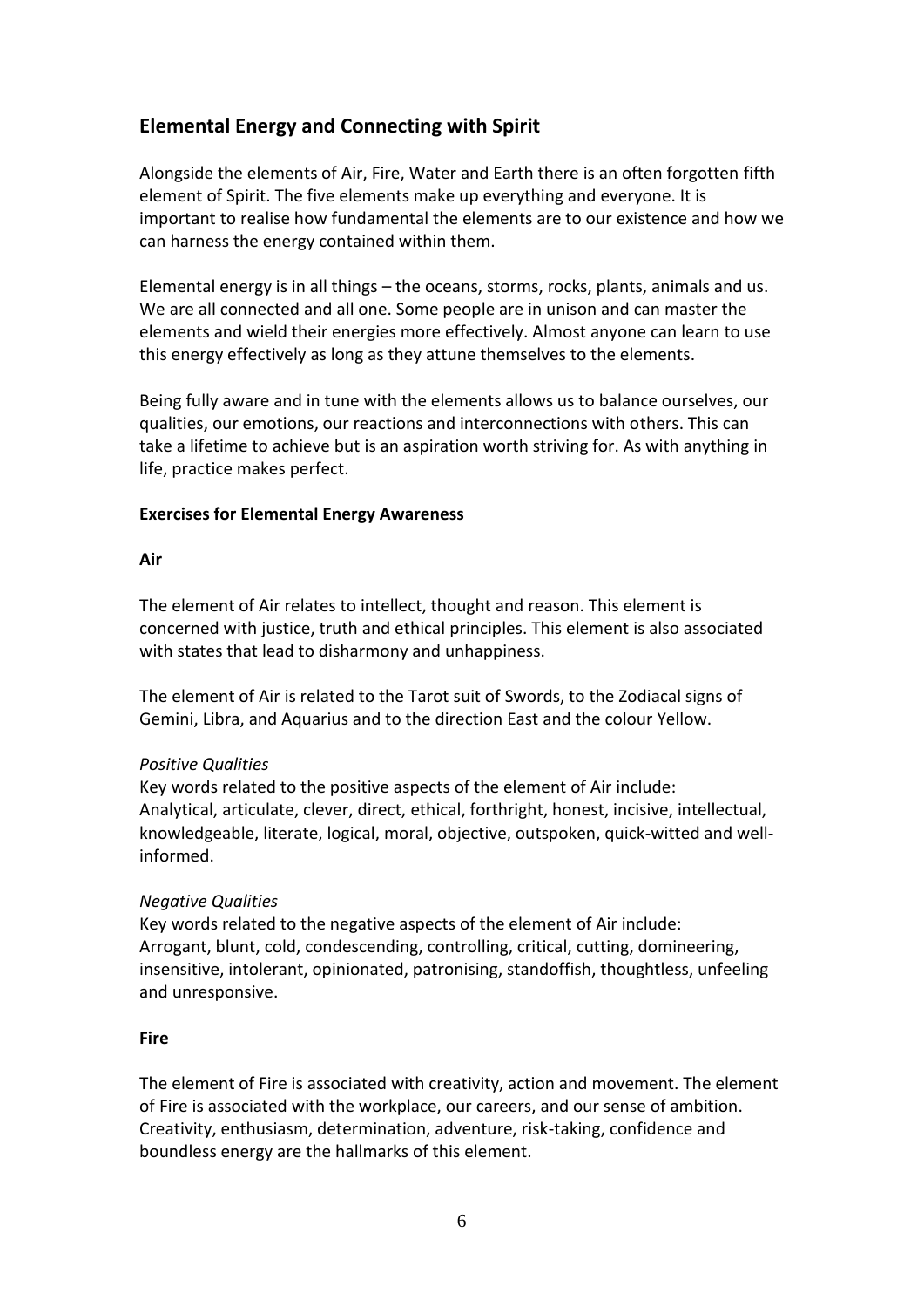## Elemental Energy and Connecting with Spirit

Alongside the elements of Air, Fire, Water and Earth there is an often forgotten fifth element of Spirit. The five elements make up everything and everyone. It is important to realise how fundamental the elements are to our existence and how we can harness the energy contained within them.

Elemental energy is in all things – the oceans, storms, rocks, plants, animals and us. We are all connected and all one. Some people are in unison and can master the elements and wield their energies more effectively. Almost anyone can learn to use this energy effectively as long as they attune themselves to the elements.

Being fully aware and in tune with the elements allows us to balance ourselves, our qualities, our emotions, our reactions and interconnections with others. This can take a lifetime to achieve but is an aspiration worth striving for. As with anything in life, practice makes perfect.

**Exercises for Elemental Energy Awareness**

**Air**

The element of Air relates to intellect, thought and reason. This element is concerned with justice, truth and ethical principles. This element is also associated with states that lead to disharmony and unhappiness.

The element of Air is related to the Tarot suit of Swords, to the Zodiacal signs of Gemini, Libra, and Aquarius and to the direction East and the colour Yellow.

*Positive Qualities*
Key words related to the positive aspects of the element of Air include:
Analytical, articulate, clever, direct, ethical, forthright, honest, incisive, intellectual, knowledgeable, literate, logical, moral, objective, outspoken, quick-witted and well-informed.

*Negative Qualities*
Key words related to the negative aspects of the element of Air include:
Arrogant, blunt, cold, condescending, controlling, critical, cutting, domineering, insensitive, intolerant, opinionated, patronising, standoffish, thoughtless, unfeeling and unresponsive.

**Fire**

The element of Fire is associated with creativity, action and movement. The element of Fire is associated with the workplace, our careers, and our sense of ambition. Creativity, enthusiasm, determination, adventure, risk-taking, confidence and boundless energy are the hallmarks of this element.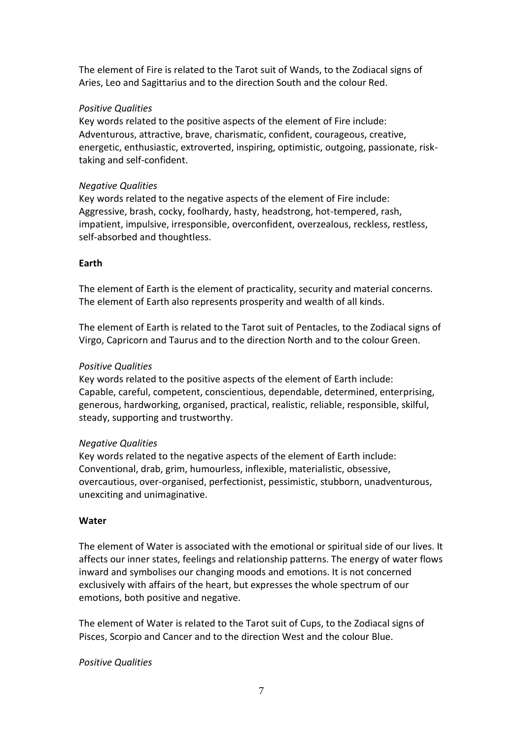The element of Fire is related to the Tarot suit of Wands, to the Zodiacal signs of Aries, Leo and Sagittarius and to the direction South and the colour Red.

*Positive Qualities*
Key words related to the positive aspects of the element of Fire include: Adventurous, attractive, brave, charismatic, confident, courageous, creative, energetic, enthusiastic, extroverted, inspiring, optimistic, outgoing, passionate, risk-taking and self-confident.

*Negative Qualities*
Key words related to the negative aspects of the element of Fire include: Aggressive, brash, cocky, foolhardy, hasty, headstrong, hot-tempered, rash, impatient, impulsive, irresponsible, overconfident, overzealous, reckless, restless, self-absorbed and thoughtless.

**Earth**

The element of Earth is the element of practicality, security and material concerns. The element of Earth also represents prosperity and wealth of all kinds.

The element of Earth is related to the Tarot suit of Pentacles, to the Zodiacal signs of Virgo, Capricorn and Taurus and to the direction North and to the colour Green.

*Positive Qualities*
Key words related to the positive aspects of the element of Earth include: Capable, careful, competent, conscientious, dependable, determined, enterprising, generous, hardworking, organised, practical, realistic, reliable, responsible, skilful, steady, supporting and trustworthy.

*Negative Qualities*
Key words related to the negative aspects of the element of Earth include: Conventional, drab, grim, humourless, inflexible, materialistic, obsessive, overcautious, over-organised, perfectionist, pessimistic, stubborn, unadventurous, unexciting and unimaginative.

**Water**

The element of Water is associated with the emotional or spiritual side of our lives. It affects our inner states, feelings and relationship patterns. The energy of water flows inward and symbolises our changing moods and emotions. It is not concerned exclusively with affairs of the heart, but expresses the whole spectrum of our emotions, both positive and negative.

The element of Water is related to the Tarot suit of Cups, to the Zodiacal signs of Pisces, Scorpio and Cancer and to the direction West and the colour Blue.

*Positive Qualities*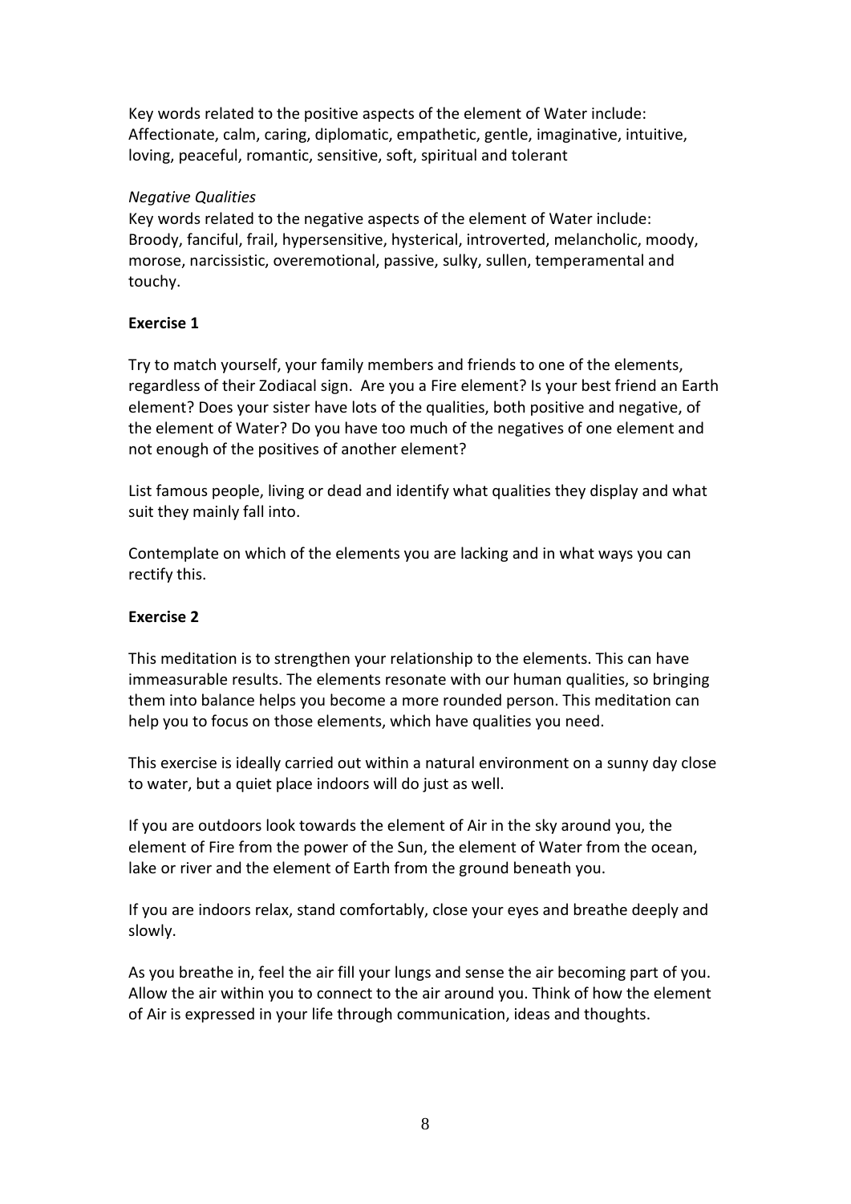Key words related to the positive aspects of the element of Water include: Affectionate, calm, caring, diplomatic, empathetic, gentle, imaginative, intuitive, loving, peaceful, romantic, sensitive, soft, spiritual and tolerant

*Negative Qualities*

Key words related to the negative aspects of the element of Water include: Broody, fanciful, frail, hypersensitive, hysterical, introverted, melancholic, moody, morose, narcissistic, overemotional, passive, sulky, sullen, temperamental and touchy.

**Exercise 1**

Try to match yourself, your family members and friends to one of the elements, regardless of their Zodiacal sign. Are you a Fire element? Is your best friend an Earth element? Does your sister have lots of the qualities, both positive and negative, of the element of Water? Do you have too much of the negatives of one element and not enough of the positives of another element?

List famous people, living or dead and identify what qualities they display and what suit they mainly fall into.

Contemplate on which of the elements you are lacking and in what ways you can rectify this.

**Exercise 2**

This meditation is to strengthen your relationship to the elements. This can have immeasurable results. The elements resonate with our human qualities, so bringing them into balance helps you become a more rounded person. This meditation can help you to focus on those elements, which have qualities you need.

This exercise is ideally carried out within a natural environment on a sunny day close to water, but a quiet place indoors will do just as well.

If you are outdoors look towards the element of Air in the sky around you, the element of Fire from the power of the Sun, the element of Water from the ocean, lake or river and the element of Earth from the ground beneath you.

If you are indoors relax, stand comfortably, close your eyes and breathe deeply and slowly.

As you breathe in, feel the air fill your lungs and sense the air becoming part of you. Allow the air within you to connect to the air around you. Think of how the element of Air is expressed in your life through communication, ideas and thoughts.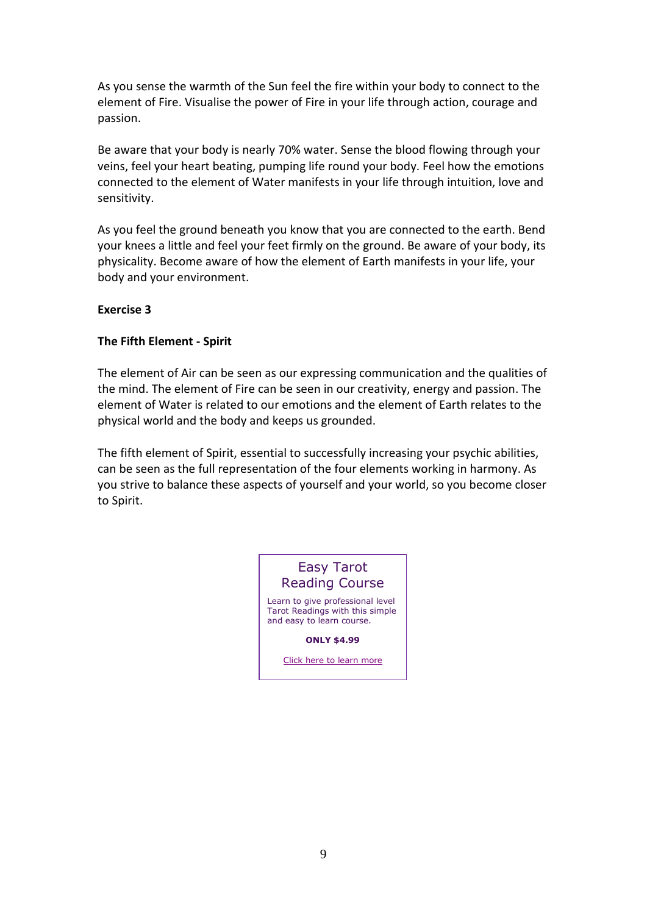As you sense the warmth of the Sun feel the fire within your body to connect to the element of Fire. Visualise the power of Fire in your life through action, courage and passion.

Be aware that your body is nearly 70% water. Sense the blood flowing through your veins, feel your heart beating, pumping life round your body. Feel how the emotions connected to the element of Water manifests in your life through intuition, love and sensitivity.

As you feel the ground beneath you know that you are connected to the earth. Bend your knees a little and feel your feet firmly on the ground. Be aware of your body, its physicality. Become aware of how the element of Earth manifests in your life, your body and your environment.

**Exercise 3**

**The Fifth Element - Spirit**

The element of Air can be seen as our expressing communication and the qualities of the mind. The element of Fire can be seen in our creativity, energy and passion. The element of Water is related to our emotions and the element of Earth relates to the physical world and the body and keeps us grounded.

The fifth element of Spirit, essential to successfully increasing your psychic abilities, can be seen as the full representation of the four elements working in harmony. As you strive to balance these aspects of yourself and your world, so you become closer to Spirit.

Easy Tarot Reading Course

Learn to give professional level Tarot Readings with this simple and easy to learn course.

**ONLY $4.99**

Click here to learn more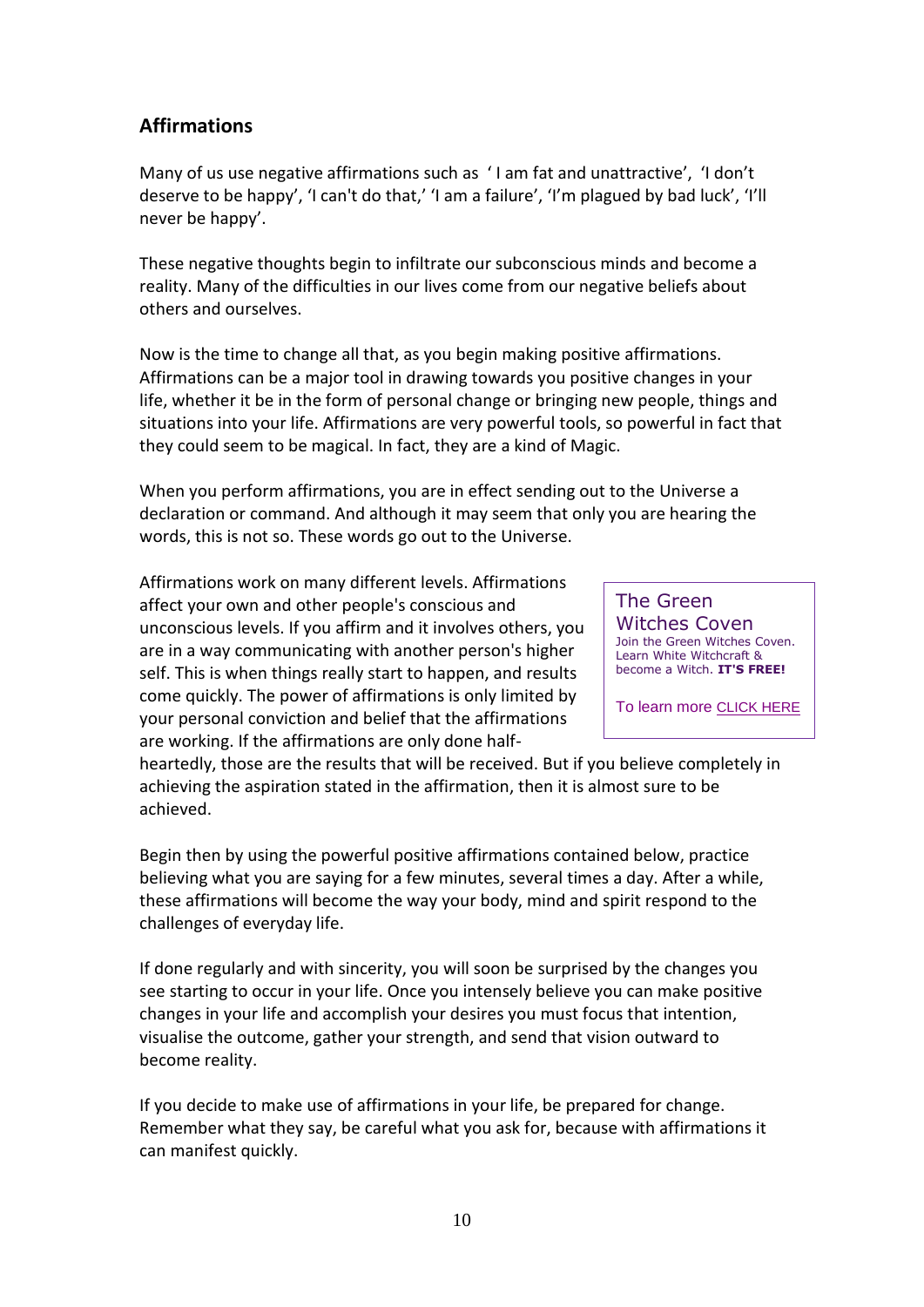## Affirmations

Many of us use negative affirmations such as ' I am fat and unattractive', 'I don't deserve to be happy', 'I can't do that,' 'I am a failure', 'I'm plagued by bad luck', 'I'll never be happy'.

These negative thoughts begin to infiltrate our subconscious minds and become a reality. Many of the difficulties in our lives come from our negative beliefs about others and ourselves.

Now is the time to change all that, as you begin making positive affirmations. Affirmations can be a major tool in drawing towards you positive changes in your life, whether it be in the form of personal change or bringing new people, things and situations into your life. Affirmations are very powerful tools, so powerful in fact that they could seem to be magical. In fact, they are a kind of Magic.

When you perform affirmations, you are in effect sending out to the Universe a declaration or command. And although it may seem that only you are hearing the words, this is not so. These words go out to the Universe.

Affirmations work on many different levels. Affirmations affect your own and other people's conscious and unconscious levels. If you affirm and it involves others, you are in a way communicating with another person's higher self. This is when things really start to happen, and results come quickly. The power of affirmations is only limited by your personal conviction and belief that the affirmations are working. If the affirmations are only done half-heartedly, those are the results that will be received. But if you believe completely in achieving the aspiration stated in the affirmation, then it is almost sure to be achieved.

> The Green Witches Coven
> Join the Green Witches Coven. Learn White Witchcraft & become a Witch. **IT'S FREE!**
>
> To learn more CLICK HERE

Begin then by using the powerful positive affirmations contained below, practice believing what you are saying for a few minutes, several times a day. After a while, these affirmations will become the way your body, mind and spirit respond to the challenges of everyday life.

If done regularly and with sincerity, you will soon be surprised by the changes you see starting to occur in your life. Once you intensely believe you can make positive changes in your life and accomplish your desires you must focus that intention, visualise the outcome, gather your strength, and send that vision outward to become reality.

If you decide to make use of affirmations in your life, be prepared for change. Remember what they say, be careful what you ask for, because with affirmations it can manifest quickly.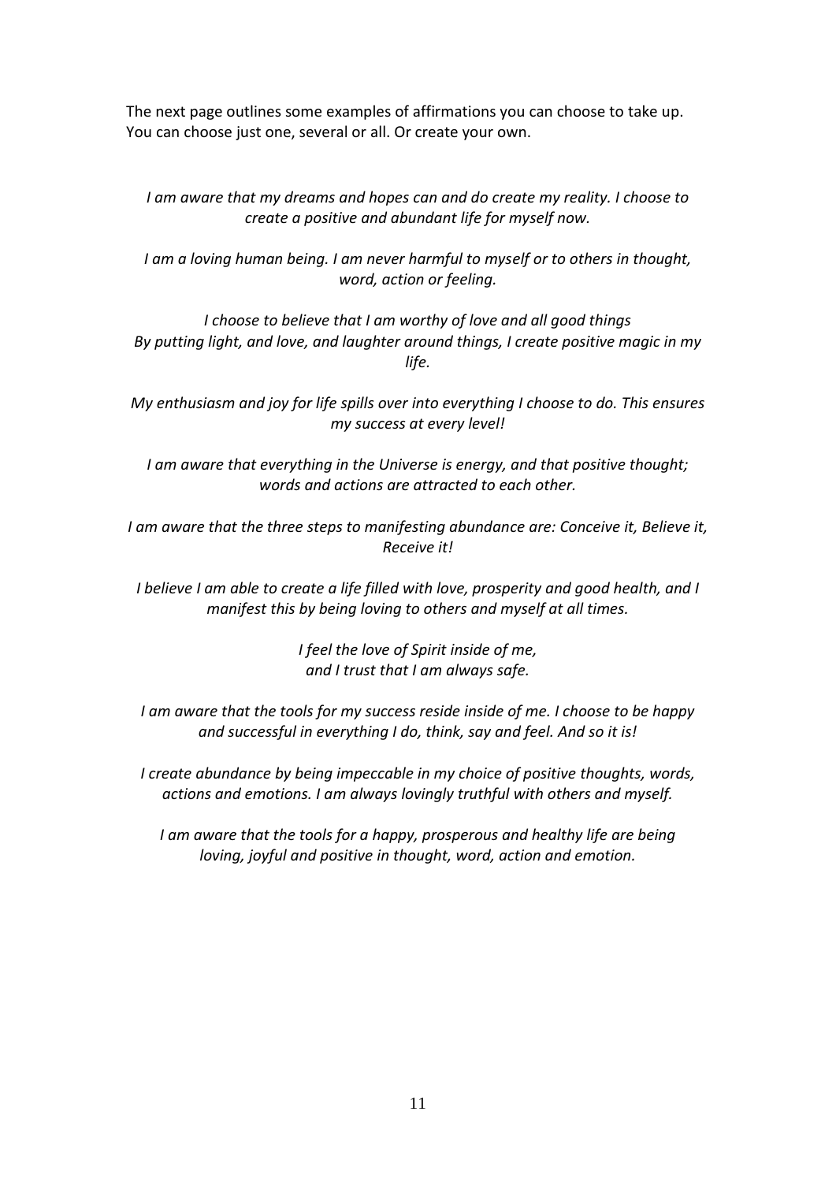The next page outlines some examples of affirmations you can choose to take up. You can choose just one, several or all. Or create your own.

*I am aware that my dreams and hopes can and do create my reality. I choose to create a positive and abundant life for myself now.*

*I am a loving human being. I am never harmful to myself or to others in thought, word, action or feeling.*

*I choose to believe that I am worthy of love and all good things*
*By putting light, and love, and laughter around things, I create positive magic in my life.*

*My enthusiasm and joy for life spills over into everything I choose to do. This ensures my success at every level!*

*I am aware that everything in the Universe is energy, and that positive thought; words and actions are attracted to each other.*

*I am aware that the three steps to manifesting abundance are: Conceive it, Believe it, Receive it!*

*I believe I am able to create a life filled with love, prosperity and good health, and I manifest this by being loving to others and myself at all times.*

*I feel the love of Spirit inside of me,*
*and I trust that I am always safe.*

*I am aware that the tools for my success reside inside of me. I choose to be happy and successful in everything I do, think, say and feel. And so it is!*

*I create abundance by being impeccable in my choice of positive thoughts, words, actions and emotions. I am always lovingly truthful with others and myself.*

*I am aware that the tools for a happy, prosperous and healthy life are being loving, joyful and positive in thought, word, action and emotion.*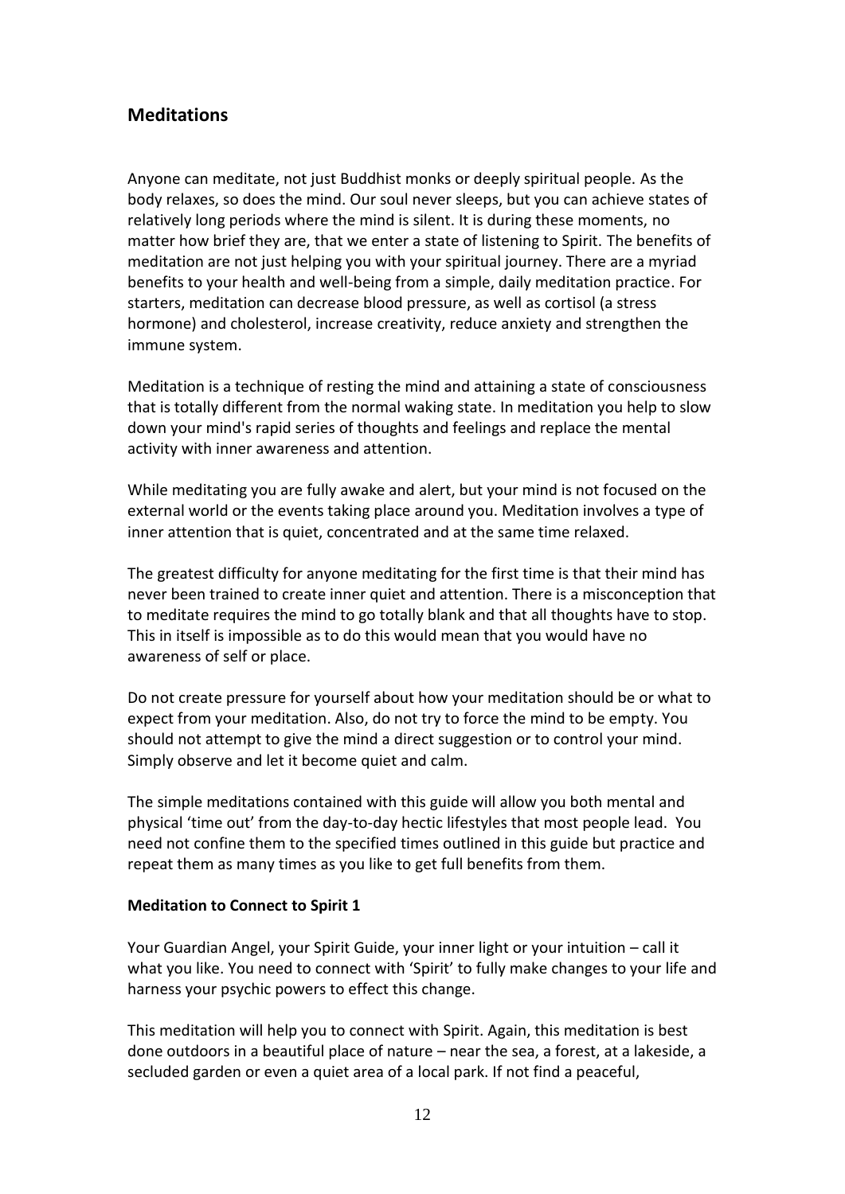## Meditations

Anyone can meditate, not just Buddhist monks or deeply spiritual people. As the body relaxes, so does the mind. Our soul never sleeps, but you can achieve states of relatively long periods where the mind is silent. It is during these moments, no matter how brief they are, that we enter a state of listening to Spirit. The benefits of meditation are not just helping you with your spiritual journey. There are a myriad benefits to your health and well-being from a simple, daily meditation practice. For starters, meditation can decrease blood pressure, as well as cortisol (a stress hormone) and cholesterol, increase creativity, reduce anxiety and strengthen the immune system.

Meditation is a technique of resting the mind and attaining a state of consciousness that is totally different from the normal waking state. In meditation you help to slow down your mind's rapid series of thoughts and feelings and replace the mental activity with inner awareness and attention.

While meditating you are fully awake and alert, but your mind is not focused on the external world or the events taking place around you. Meditation involves a type of inner attention that is quiet, concentrated and at the same time relaxed.

The greatest difficulty for anyone meditating for the first time is that their mind has never been trained to create inner quiet and attention. There is a misconception that to meditate requires the mind to go totally blank and that all thoughts have to stop. This in itself is impossible as to do this would mean that you would have no awareness of self or place.

Do not create pressure for yourself about how your meditation should be or what to expect from your meditation. Also, do not try to force the mind to be empty. You should not attempt to give the mind a direct suggestion or to control your mind. Simply observe and let it become quiet and calm.

The simple meditations contained with this guide will allow you both mental and physical 'time out' from the day-to-day hectic lifestyles that most people lead. You need not confine them to the specified times outlined in this guide but practice and repeat them as many times as you like to get full benefits from them.

**Meditation to Connect to Spirit 1**

Your Guardian Angel, your Spirit Guide, your inner light or your intuition – call it what you like. You need to connect with 'Spirit' to fully make changes to your life and harness your psychic powers to effect this change.

This meditation will help you to connect with Spirit. Again, this meditation is best done outdoors in a beautiful place of nature – near the sea, a forest, at a lakeside, a secluded garden or even a quiet area of a local park. If not find a peaceful,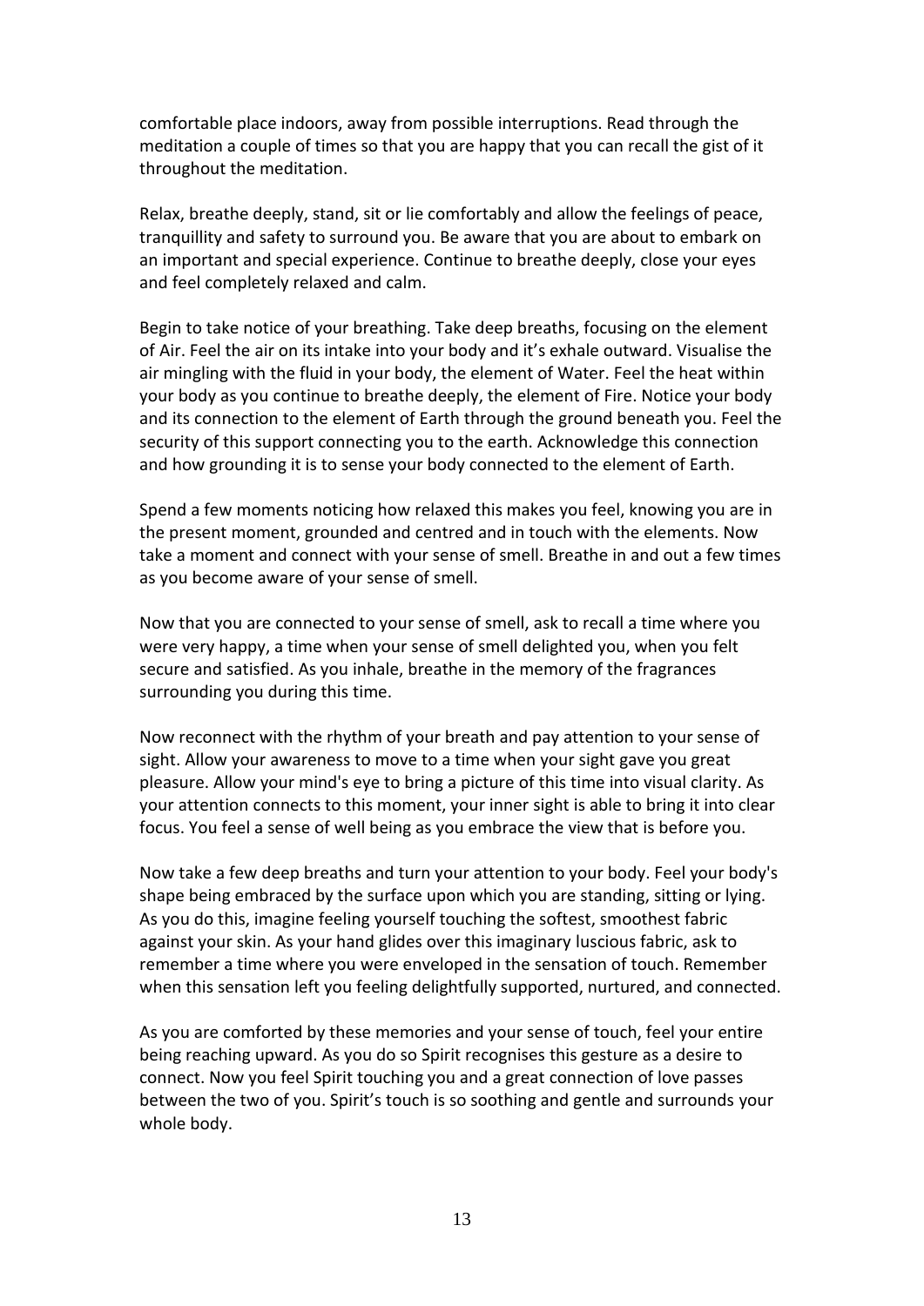comfortable place indoors, away from possible interruptions. Read through the meditation a couple of times so that you are happy that you can recall the gist of it throughout the meditation.

Relax, breathe deeply, stand, sit or lie comfortably and allow the feelings of peace, tranquillity and safety to surround you. Be aware that you are about to embark on an important and special experience. Continue to breathe deeply, close your eyes and feel completely relaxed and calm.

Begin to take notice of your breathing. Take deep breaths, focusing on the element of Air. Feel the air on its intake into your body and it's exhale outward. Visualise the air mingling with the fluid in your body, the element of Water. Feel the heat within your body as you continue to breathe deeply, the element of Fire. Notice your body and its connection to the element of Earth through the ground beneath you. Feel the security of this support connecting you to the earth. Acknowledge this connection and how grounding it is to sense your body connected to the element of Earth.

Spend a few moments noticing how relaxed this makes you feel, knowing you are in the present moment, grounded and centred and in touch with the elements. Now take a moment and connect with your sense of smell. Breathe in and out a few times as you become aware of your sense of smell.

Now that you are connected to your sense of smell, ask to recall a time where you were very happy, a time when your sense of smell delighted you, when you felt secure and satisfied. As you inhale, breathe in the memory of the fragrances surrounding you during this time.

Now reconnect with the rhythm of your breath and pay attention to your sense of sight. Allow your awareness to move to a time when your sight gave you great pleasure. Allow your mind's eye to bring a picture of this time into visual clarity. As your attention connects to this moment, your inner sight is able to bring it into clear focus. You feel a sense of well being as you embrace the view that is before you.

Now take a few deep breaths and turn your attention to your body. Feel your body's shape being embraced by the surface upon which you are standing, sitting or lying. As you do this, imagine feeling yourself touching the softest, smoothest fabric against your skin. As your hand glides over this imaginary luscious fabric, ask to remember a time where you were enveloped in the sensation of touch. Remember when this sensation left you feeling delightfully supported, nurtured, and connected.

As you are comforted by these memories and your sense of touch, feel your entire being reaching upward. As you do so Spirit recognises this gesture as a desire to connect. Now you feel Spirit touching you and a great connection of love passes between the two of you. Spirit's touch is so soothing and gentle and surrounds your whole body.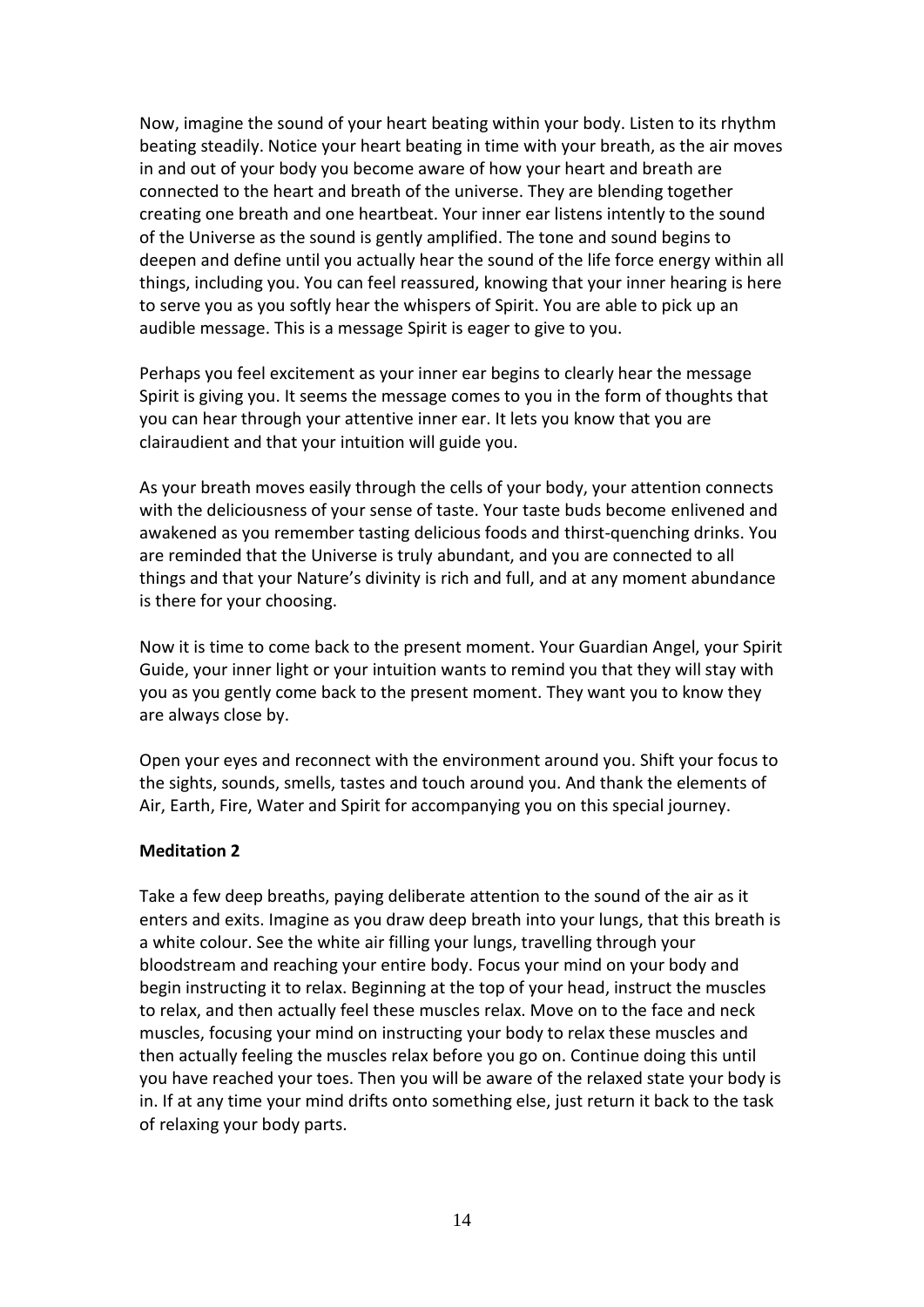Now, imagine the sound of your heart beating within your body. Listen to its rhythm beating steadily. Notice your heart beating in time with your breath, as the air moves in and out of your body you become aware of how your heart and breath are connected to the heart and breath of the universe. They are blending together creating one breath and one heartbeat. Your inner ear listens intently to the sound of the Universe as the sound is gently amplified. The tone and sound begins to deepen and define until you actually hear the sound of the life force energy within all things, including you. You can feel reassured, knowing that your inner hearing is here to serve you as you softly hear the whispers of Spirit. You are able to pick up an audible message. This is a message Spirit is eager to give to you.

Perhaps you feel excitement as your inner ear begins to clearly hear the message Spirit is giving you. It seems the message comes to you in the form of thoughts that you can hear through your attentive inner ear. It lets you know that you are clairaudient and that your intuition will guide you.

As your breath moves easily through the cells of your body, your attention connects with the deliciousness of your sense of taste. Your taste buds become enlivened and awakened as you remember tasting delicious foods and thirst-quenching drinks. You are reminded that the Universe is truly abundant, and you are connected to all things and that your Nature's divinity is rich and full, and at any moment abundance is there for your choosing.

Now it is time to come back to the present moment. Your Guardian Angel, your Spirit Guide, your inner light or your intuition wants to remind you that they will stay with you as you gently come back to the present moment. They want you to know they are always close by.

Open your eyes and reconnect with the environment around you. Shift your focus to the sights, sounds, smells, tastes and touch around you. And thank the elements of Air, Earth, Fire, Water and Spirit for accompanying you on this special journey.

**Meditation 2**

Take a few deep breaths, paying deliberate attention to the sound of the air as it enters and exits. Imagine as you draw deep breath into your lungs, that this breath is a white colour. See the white air filling your lungs, travelling through your bloodstream and reaching your entire body. Focus your mind on your body and begin instructing it to relax. Beginning at the top of your head, instruct the muscles to relax, and then actually feel these muscles relax. Move on to the face and neck muscles, focusing your mind on instructing your body to relax these muscles and then actually feeling the muscles relax before you go on. Continue doing this until you have reached your toes. Then you will be aware of the relaxed state your body is in. If at any time your mind drifts onto something else, just return it back to the task of relaxing your body parts.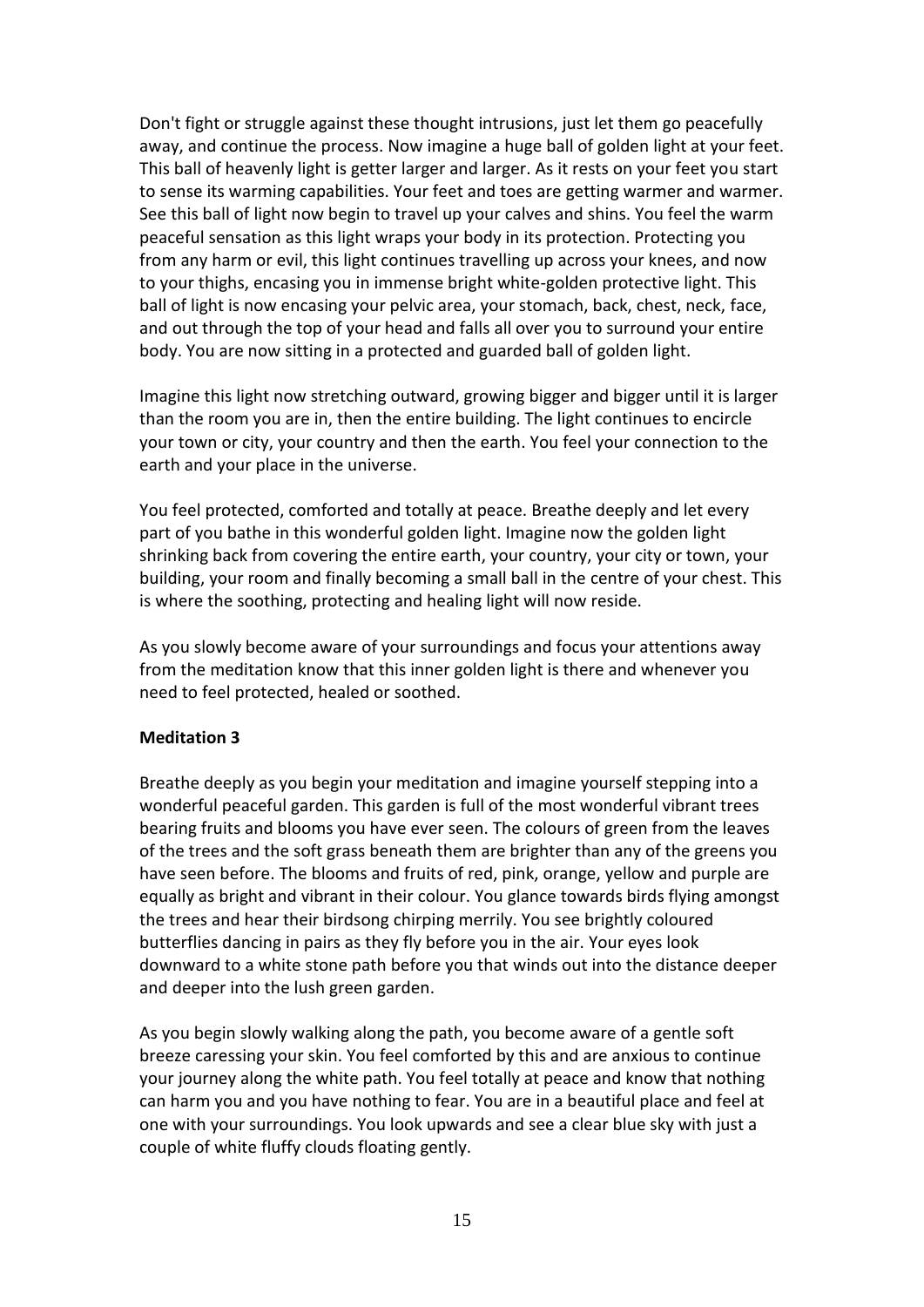Don't fight or struggle against these thought intrusions, just let them go peacefully away, and continue the process. Now imagine a huge ball of golden light at your feet. This ball of heavenly light is getter larger and larger. As it rests on your feet you start to sense its warming capabilities. Your feet and toes are getting warmer and warmer. See this ball of light now begin to travel up your calves and shins. You feel the warm peaceful sensation as this light wraps your body in its protection. Protecting you from any harm or evil, this light continues travelling up across your knees, and now to your thighs, encasing you in immense bright white-golden protective light. This ball of light is now encasing your pelvic area, your stomach, back, chest, neck, face, and out through the top of your head and falls all over you to surround your entire body. You are now sitting in a protected and guarded ball of golden light.

Imagine this light now stretching outward, growing bigger and bigger until it is larger than the room you are in, then the entire building. The light continues to encircle your town or city, your country and then the earth. You feel your connection to the earth and your place in the universe.

You feel protected, comforted and totally at peace. Breathe deeply and let every part of you bathe in this wonderful golden light. Imagine now the golden light shrinking back from covering the entire earth, your country, your city or town, your building, your room and finally becoming a small ball in the centre of your chest. This is where the soothing, protecting and healing light will now reside.

As you slowly become aware of your surroundings and focus your attentions away from the meditation know that this inner golden light is there and whenever you need to feel protected, healed or soothed.

**Meditation 3**

Breathe deeply as you begin your meditation and imagine yourself stepping into a wonderful peaceful garden. This garden is full of the most wonderful vibrant trees bearing fruits and blooms you have ever seen. The colours of green from the leaves of the trees and the soft grass beneath them are brighter than any of the greens you have seen before. The blooms and fruits of red, pink, orange, yellow and purple are equally as bright and vibrant in their colour. You glance towards birds flying amongst the trees and hear their birdsong chirping merrily. You see brightly coloured butterflies dancing in pairs as they fly before you in the air. Your eyes look downward to a white stone path before you that winds out into the distance deeper and deeper into the lush green garden.

As you begin slowly walking along the path, you become aware of a gentle soft breeze caressing your skin. You feel comforted by this and are anxious to continue your journey along the white path. You feel totally at peace and know that nothing can harm you and you have nothing to fear. You are in a beautiful place and feel at one with your surroundings. You look upwards and see a clear blue sky with just a couple of white fluffy clouds floating gently.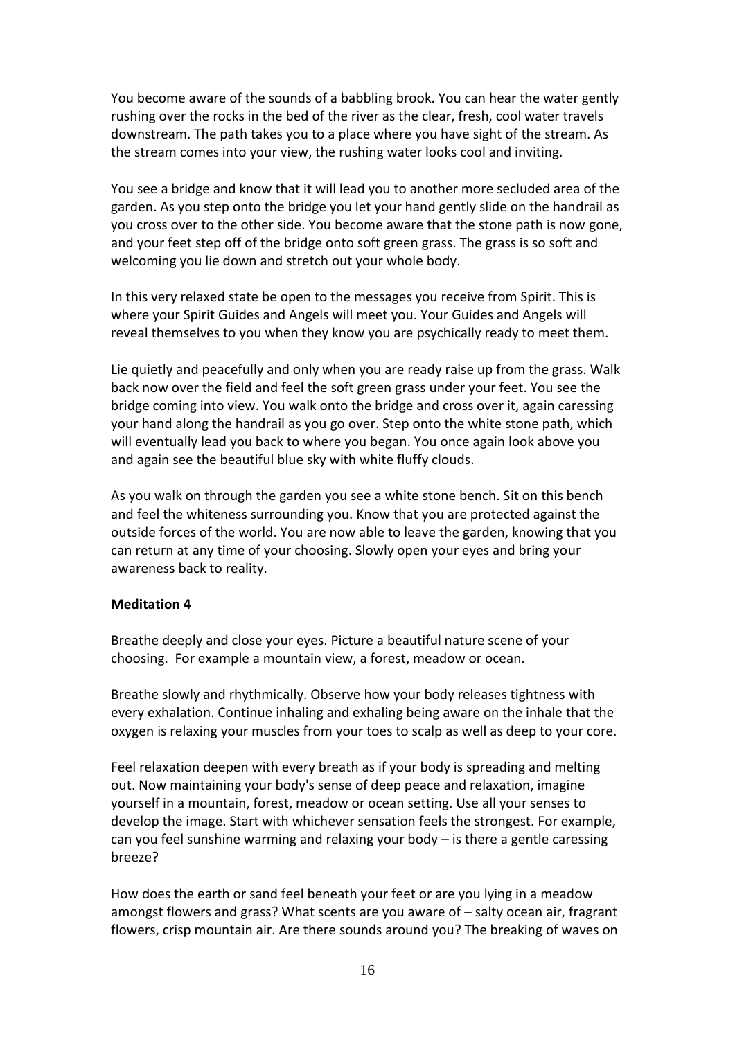You become aware of the sounds of a babbling brook. You can hear the water gently rushing over the rocks in the bed of the river as the clear, fresh, cool water travels downstream. The path takes you to a place where you have sight of the stream. As the stream comes into your view, the rushing water looks cool and inviting.

You see a bridge and know that it will lead you to another more secluded area of the garden. As you step onto the bridge you let your hand gently slide on the handrail as you cross over to the other side. You become aware that the stone path is now gone, and your feet step off of the bridge onto soft green grass. The grass is so soft and welcoming you lie down and stretch out your whole body.

In this very relaxed state be open to the messages you receive from Spirit. This is where your Spirit Guides and Angels will meet you. Your Guides and Angels will reveal themselves to you when they know you are psychically ready to meet them.

Lie quietly and peacefully and only when you are ready raise up from the grass. Walk back now over the field and feel the soft green grass under your feet. You see the bridge coming into view. You walk onto the bridge and cross over it, again caressing your hand along the handrail as you go over. Step onto the white stone path, which will eventually lead you back to where you began. You once again look above you and again see the beautiful blue sky with white fluffy clouds.

As you walk on through the garden you see a white stone bench. Sit on this bench and feel the whiteness surrounding you. Know that you are protected against the outside forces of the world. You are now able to leave the garden, knowing that you can return at any time of your choosing. Slowly open your eyes and bring your awareness back to reality.

**Meditation 4**

Breathe deeply and close your eyes. Picture a beautiful nature scene of your choosing. For example a mountain view, a forest, meadow or ocean.

Breathe slowly and rhythmically. Observe how your body releases tightness with every exhalation. Continue inhaling and exhaling being aware on the inhale that the oxygen is relaxing your muscles from your toes to scalp as well as deep to your core.

Feel relaxation deepen with every breath as if your body is spreading and melting out. Now maintaining your body's sense of deep peace and relaxation, imagine yourself in a mountain, forest, meadow or ocean setting. Use all your senses to develop the image. Start with whichever sensation feels the strongest. For example, can you feel sunshine warming and relaxing your body – is there a gentle caressing breeze?

How does the earth or sand feel beneath your feet or are you lying in a meadow amongst flowers and grass? What scents are you aware of – salty ocean air, fragrant flowers, crisp mountain air. Are there sounds around you? The breaking of waves on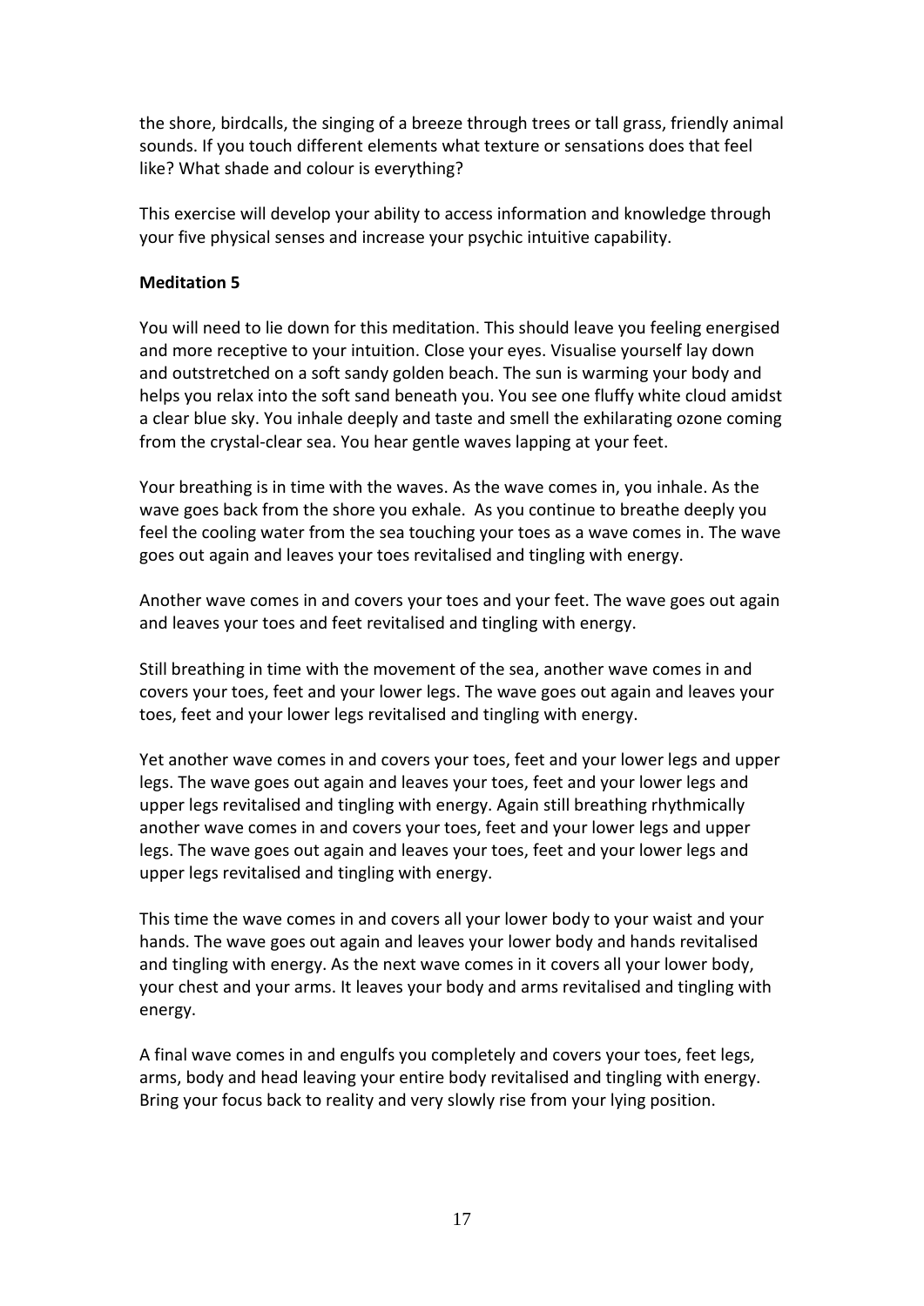the shore, birdcalls, the singing of a breeze through trees or tall grass, friendly animal sounds. If you touch different elements what texture or sensations does that feel like? What shade and colour is everything?

This exercise will develop your ability to access information and knowledge through your five physical senses and increase your psychic intuitive capability.

**Meditation 5**

You will need to lie down for this meditation. This should leave you feeling energised and more receptive to your intuition. Close your eyes. Visualise yourself lay down and outstretched on a soft sandy golden beach. The sun is warming your body and helps you relax into the soft sand beneath you. You see one fluffy white cloud amidst a clear blue sky. You inhale deeply and taste and smell the exhilarating ozone coming from the crystal-clear sea. You hear gentle waves lapping at your feet.

Your breathing is in time with the waves. As the wave comes in, you inhale. As the wave goes back from the shore you exhale. As you continue to breathe deeply you feel the cooling water from the sea touching your toes as a wave comes in. The wave goes out again and leaves your toes revitalised and tingling with energy.

Another wave comes in and covers your toes and your feet. The wave goes out again and leaves your toes and feet revitalised and tingling with energy.

Still breathing in time with the movement of the sea, another wave comes in and covers your toes, feet and your lower legs. The wave goes out again and leaves your toes, feet and your lower legs revitalised and tingling with energy.

Yet another wave comes in and covers your toes, feet and your lower legs and upper legs. The wave goes out again and leaves your toes, feet and your lower legs and upper legs revitalised and tingling with energy. Again still breathing rhythmically another wave comes in and covers your toes, feet and your lower legs and upper legs. The wave goes out again and leaves your toes, feet and your lower legs and upper legs revitalised and tingling with energy.

This time the wave comes in and covers all your lower body to your waist and your hands. The wave goes out again and leaves your lower body and hands revitalised and tingling with energy. As the next wave comes in it covers all your lower body, your chest and your arms. It leaves your body and arms revitalised and tingling with energy.

A final wave comes in and engulfs you completely and covers your toes, feet legs, arms, body and head leaving your entire body revitalised and tingling with energy. Bring your focus back to reality and very slowly rise from your lying position.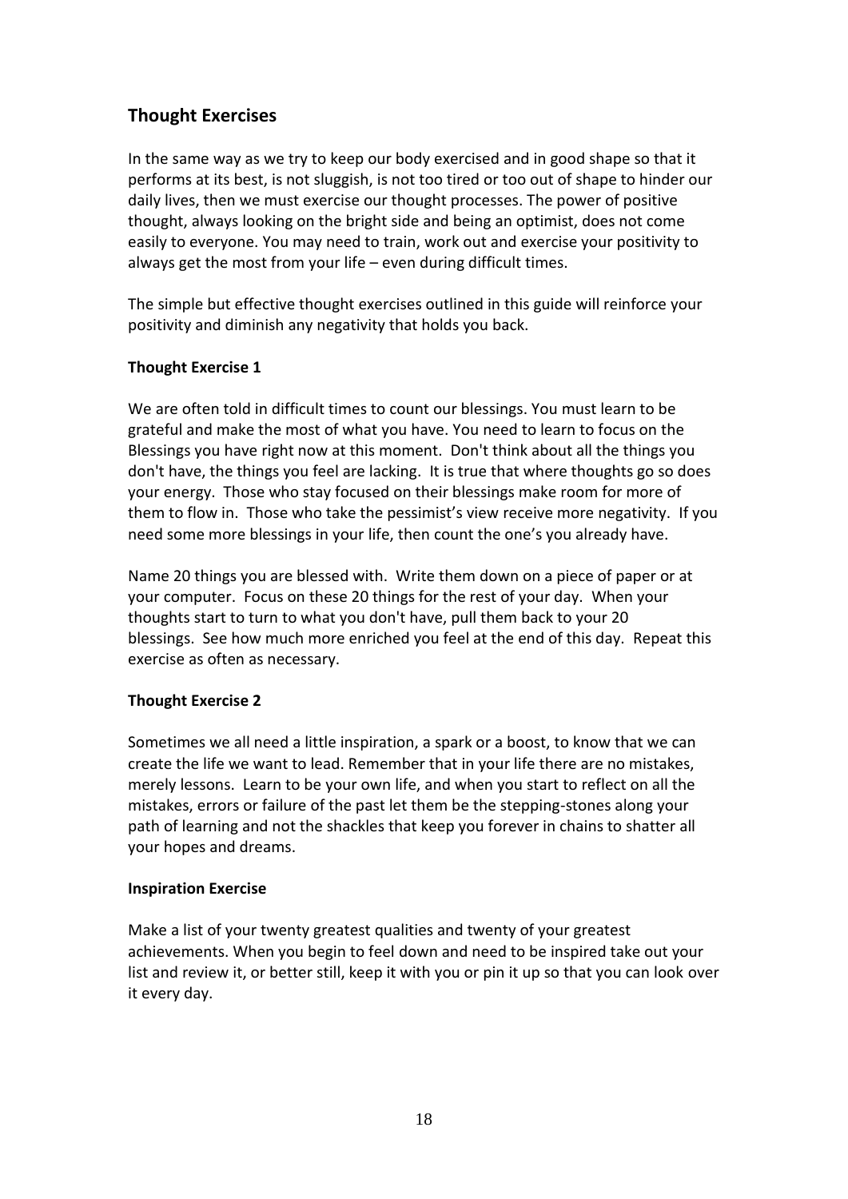## Thought Exercises

In the same way as we try to keep our body exercised and in good shape so that it performs at its best, is not sluggish, is not too tired or too out of shape to hinder our daily lives, then we must exercise our thought processes. The power of positive thought, always looking on the bright side and being an optimist, does not come easily to everyone. You may need to train, work out and exercise your positivity to always get the most from your life – even during difficult times.

The simple but effective thought exercises outlined in this guide will reinforce your positivity and diminish any negativity that holds you back.

**Thought Exercise 1**

We are often told in difficult times to count our blessings. You must learn to be grateful and make the most of what you have. You need to learn to focus on the Blessings you have right now at this moment. Don't think about all the things you don't have, the things you feel are lacking. It is true that where thoughts go so does your energy. Those who stay focused on their blessings make room for more of them to flow in. Those who take the pessimist's view receive more negativity. If you need some more blessings in your life, then count the one's you already have.

Name 20 things you are blessed with. Write them down on a piece of paper or at your computer. Focus on these 20 things for the rest of your day. When your thoughts start to turn to what you don't have, pull them back to your 20 blessings. See how much more enriched you feel at the end of this day. Repeat this exercise as often as necessary.

**Thought Exercise 2**

Sometimes we all need a little inspiration, a spark or a boost, to know that we can create the life we want to lead. Remember that in your life there are no mistakes, merely lessons. Learn to be your own life, and when you start to reflect on all the mistakes, errors or failure of the past let them be the stepping-stones along your path of learning and not the shackles that keep you forever in chains to shatter all your hopes and dreams.

**Inspiration Exercise**

Make a list of your twenty greatest qualities and twenty of your greatest achievements. When you begin to feel down and need to be inspired take out your list and review it, or better still, keep it with you or pin it up so that you can look over it every day.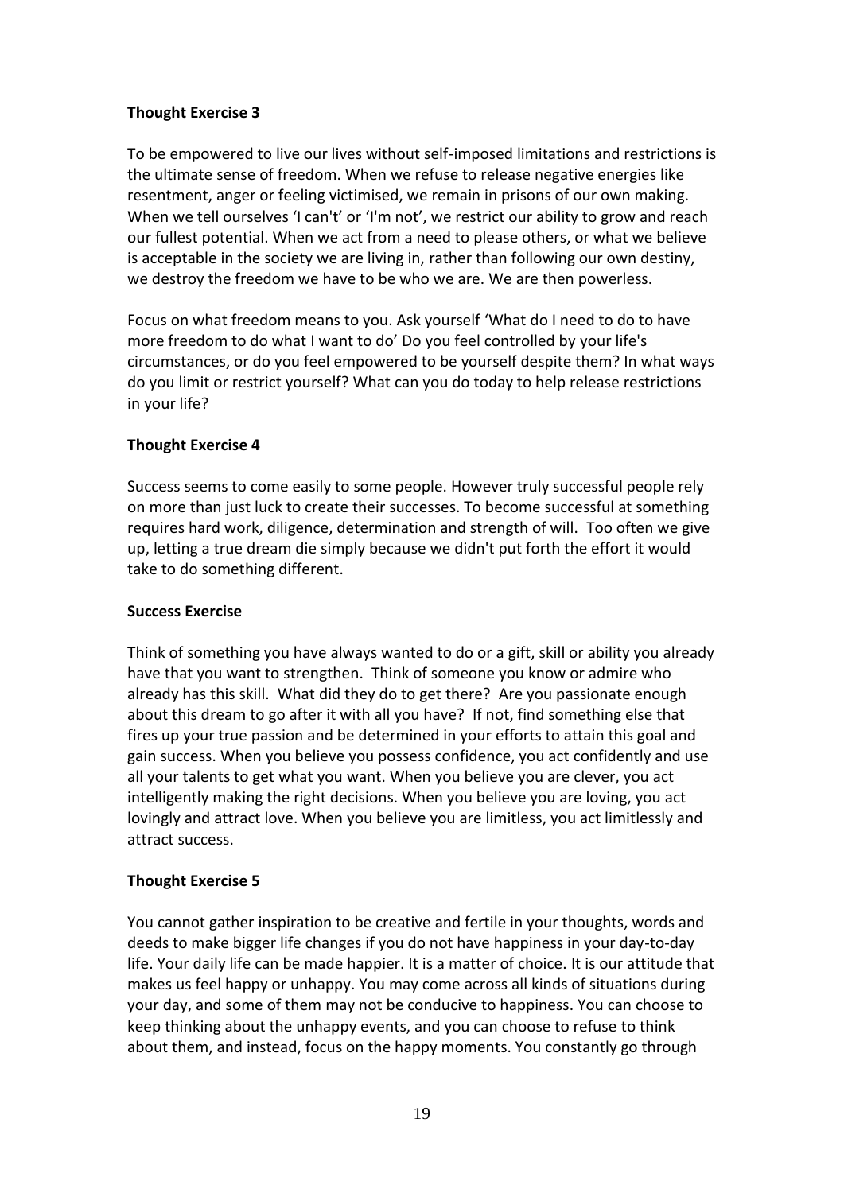**Thought Exercise 3**

To be empowered to live our lives without self-imposed limitations and restrictions is the ultimate sense of freedom. When we refuse to release negative energies like resentment, anger or feeling victimised, we remain in prisons of our own making. When we tell ourselves 'I can't' or 'I'm not', we restrict our ability to grow and reach our fullest potential. When we act from a need to please others, or what we believe is acceptable in the society we are living in, rather than following our own destiny, we destroy the freedom we have to be who we are. We are then powerless.

Focus on what freedom means to you. Ask yourself 'What do I need to do to have more freedom to do what I want to do' Do you feel controlled by your life's circumstances, or do you feel empowered to be yourself despite them? In what ways do you limit or restrict yourself? What can you do today to help release restrictions in your life?

**Thought Exercise 4**

Success seems to come easily to some people. However truly successful people rely on more than just luck to create their successes. To become successful at something requires hard work, diligence, determination and strength of will. Too often we give up, letting a true dream die simply because we didn't put forth the effort it would take to do something different.

**Success Exercise**

Think of something you have always wanted to do or a gift, skill or ability you already have that you want to strengthen. Think of someone you know or admire who already has this skill. What did they do to get there? Are you passionate enough about this dream to go after it with all you have? If not, find something else that fires up your true passion and be determined in your efforts to attain this goal and gain success. When you believe you possess confidence, you act confidently and use all your talents to get what you want. When you believe you are clever, you act intelligently making the right decisions. When you believe you are loving, you act lovingly and attract love. When you believe you are limitless, you act limitlessly and attract success.

**Thought Exercise 5**

You cannot gather inspiration to be creative and fertile in your thoughts, words and deeds to make bigger life changes if you do not have happiness in your day-to-day life. Your daily life can be made happier. It is a matter of choice. It is our attitude that makes us feel happy or unhappy. You may come across all kinds of situations during your day, and some of them may not be conducive to happiness. You can choose to keep thinking about the unhappy events, and you can choose to refuse to think about them, and instead, focus on the happy moments. You constantly go through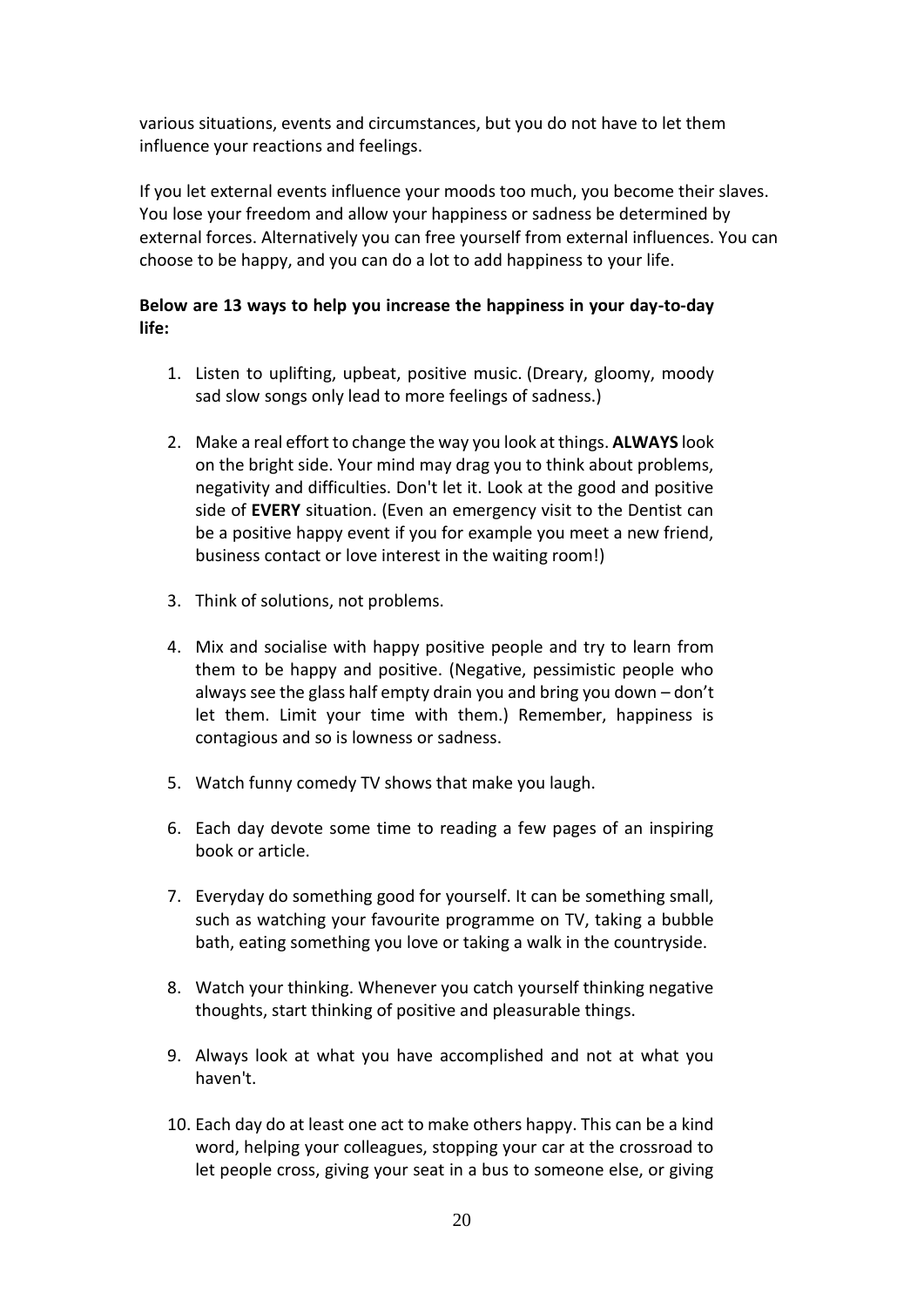various situations, events and circumstances, but you do not have to let them influence your reactions and feelings.

If you let external events influence your moods too much, you become their slaves. You lose your freedom and allow your happiness or sadness be determined by external forces. Alternatively you can free yourself from external influences. You can choose to be happy, and you can do a lot to add happiness to your life.

**Below are 13 ways to help you increase the happiness in your day-to-day life:**

1. Listen to uplifting, upbeat, positive music. (Dreary, gloomy, moody sad slow songs only lead to more feelings of sadness.)

2. Make a real effort to change the way you look at things. **ALWAYS** look on the bright side. Your mind may drag you to think about problems, negativity and difficulties. Don't let it. Look at the good and positive side of **EVERY** situation. (Even an emergency visit to the Dentist can be a positive happy event if you for example you meet a new friend, business contact or love interest in the waiting room!)

3. Think of solutions, not problems.

4. Mix and socialise with happy positive people and try to learn from them to be happy and positive. (Negative, pessimistic people who always see the glass half empty drain you and bring you down – don't let them. Limit your time with them.) Remember, happiness is contagious and so is lowness or sadness.

5. Watch funny comedy TV shows that make you laugh.

6. Each day devote some time to reading a few pages of an inspiring book or article.

7. Everyday do something good for yourself. It can be something small, such as watching your favourite programme on TV, taking a bubble bath, eating something you love or taking a walk in the countryside.

8. Watch your thinking. Whenever you catch yourself thinking negative thoughts, start thinking of positive and pleasurable things.

9. Always look at what you have accomplished and not at what you haven't.

10. Each day do at least one act to make others happy. This can be a kind word, helping your colleagues, stopping your car at the crossroad to let people cross, giving your seat in a bus to someone else, or giving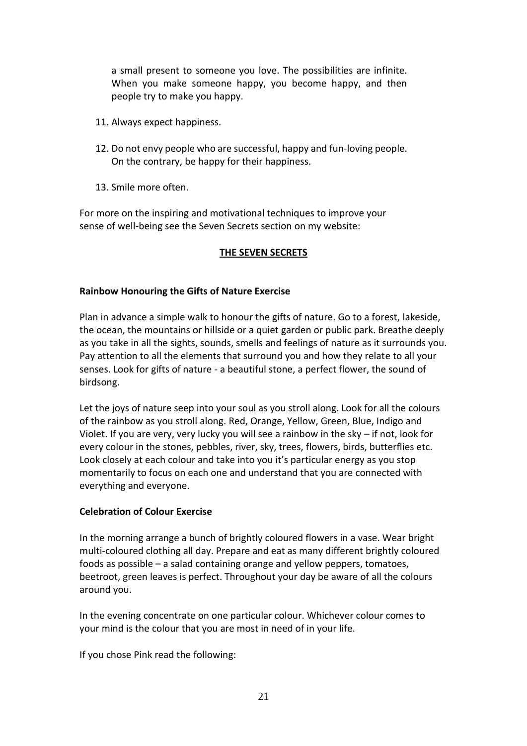a small present to someone you love. The possibilities are infinite. When you make someone happy, you become happy, and then people try to make you happy.

11. Always expect happiness.

12. Do not envy people who are successful, happy and fun-loving people. On the contrary, be happy for their happiness.

13. Smile more often.

For more on the inspiring and motivational techniques to improve your sense of well-being see the Seven Secrets section on my website:

**<u>THE SEVEN SECRETS</u>**

**Rainbow Honouring the Gifts of Nature Exercise**

Plan in advance a simple walk to honour the gifts of nature. Go to a forest, lakeside, the ocean, the mountains or hillside or a quiet garden or public park. Breathe deeply as you take in all the sights, sounds, smells and feelings of nature as it surrounds you. Pay attention to all the elements that surround you and how they relate to all your senses. Look for gifts of nature - a beautiful stone, a perfect flower, the sound of birdsong.

Let the joys of nature seep into your soul as you stroll along. Look for all the colours of the rainbow as you stroll along. Red, Orange, Yellow, Green, Blue, Indigo and Violet. If you are very, very lucky you will see a rainbow in the sky – if not, look for every colour in the stones, pebbles, river, sky, trees, flowers, birds, butterflies etc. Look closely at each colour and take into you it's particular energy as you stop momentarily to focus on each one and understand that you are connected with everything and everyone.

**Celebration of Colour Exercise**

In the morning arrange a bunch of brightly coloured flowers in a vase. Wear bright multi-coloured clothing all day. Prepare and eat as many different brightly coloured foods as possible – a salad containing orange and yellow peppers, tomatoes, beetroot, green leaves is perfect. Throughout your day be aware of all the colours around you.

In the evening concentrate on one particular colour. Whichever colour comes to your mind is the colour that you are most in need of in your life.

If you chose Pink read the following: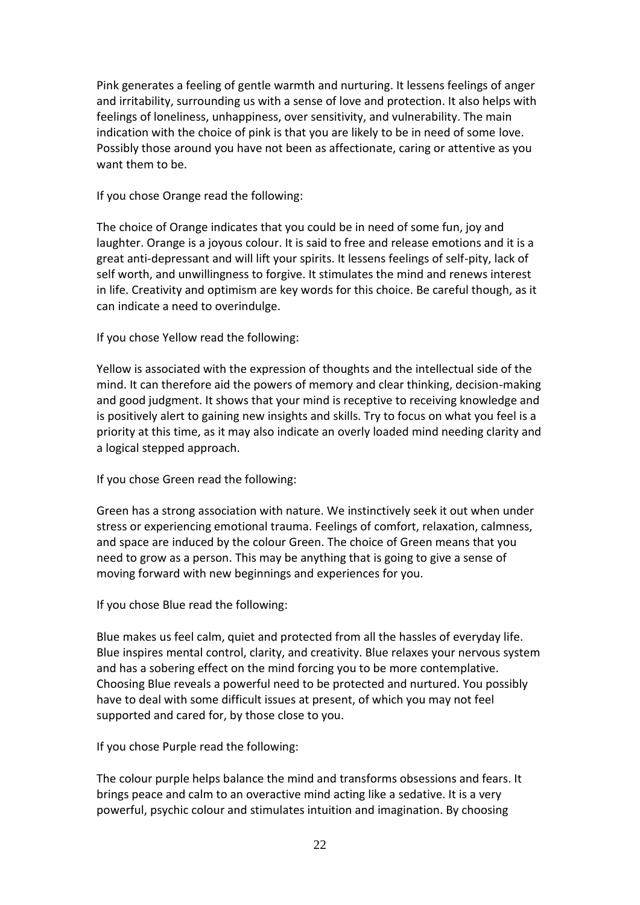Pink generates a feeling of gentle warmth and nurturing. It lessens feelings of anger and irritability, surrounding us with a sense of love and protection. It also helps with feelings of loneliness, unhappiness, over sensitivity, and vulnerability. The main indication with the choice of pink is that you are likely to be in need of some love. Possibly those around you have not been as affectionate, caring or attentive as you want them to be.

If you chose Orange read the following:

The choice of Orange indicates that you could be in need of some fun, joy and laughter. Orange is a joyous colour. It is said to free and release emotions and it is a great anti-depressant and will lift your spirits. It lessens feelings of self-pity, lack of self worth, and unwillingness to forgive. It stimulates the mind and renews interest in life. Creativity and optimism are key words for this choice. Be careful though, as it can indicate a need to overindulge.

If you chose Yellow read the following:

Yellow is associated with the expression of thoughts and the intellectual side of the mind. It can therefore aid the powers of memory and clear thinking, decision-making and good judgment. It shows that your mind is receptive to receiving knowledge and is positively alert to gaining new insights and skills. Try to focus on what you feel is a priority at this time, as it may also indicate an overly loaded mind needing clarity and a logical stepped approach.

If you chose Green read the following:

Green has a strong association with nature. We instinctively seek it out when under stress or experiencing emotional trauma. Feelings of comfort, relaxation, calmness, and space are induced by the colour Green. The choice of Green means that you need to grow as a person. This may be anything that is going to give a sense of moving forward with new beginnings and experiences for you.

If you chose Blue read the following:

Blue makes us feel calm, quiet and protected from all the hassles of everyday life. Blue inspires mental control, clarity, and creativity. Blue relaxes your nervous system and has a sobering effect on the mind forcing you to be more contemplative. Choosing Blue reveals a powerful need to be protected and nurtured. You possibly have to deal with some difficult issues at present, of which you may not feel supported and cared for, by those close to you.

If you chose Purple read the following:

The colour purple helps balance the mind and transforms obsessions and fears. It brings peace and calm to an overactive mind acting like a sedative. It is a very powerful, psychic colour and stimulates intuition and imagination. By choosing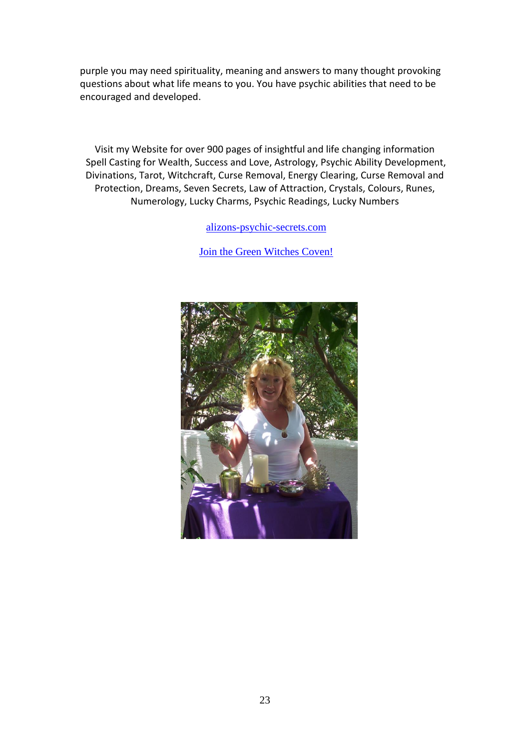purple you may need spirituality, meaning and answers to many thought provoking questions about what life means to you. You have psychic abilities that need to be encouraged and developed.

Visit my Website for over 900 pages of insightful and life changing information Spell Casting for Wealth, Success and Love, Astrology, Psychic Ability Development, Divinations, Tarot, Witchcraft, Curse Removal, Energy Clearing, Curse Removal and Protection, Dreams, Seven Secrets, Law of Attraction, Crystals, Colours, Runes, Numerology, Lucky Charms, Psychic Readings, Lucky Numbers

alizons-psychic-secrets.com

Join the Green Witches Coven!